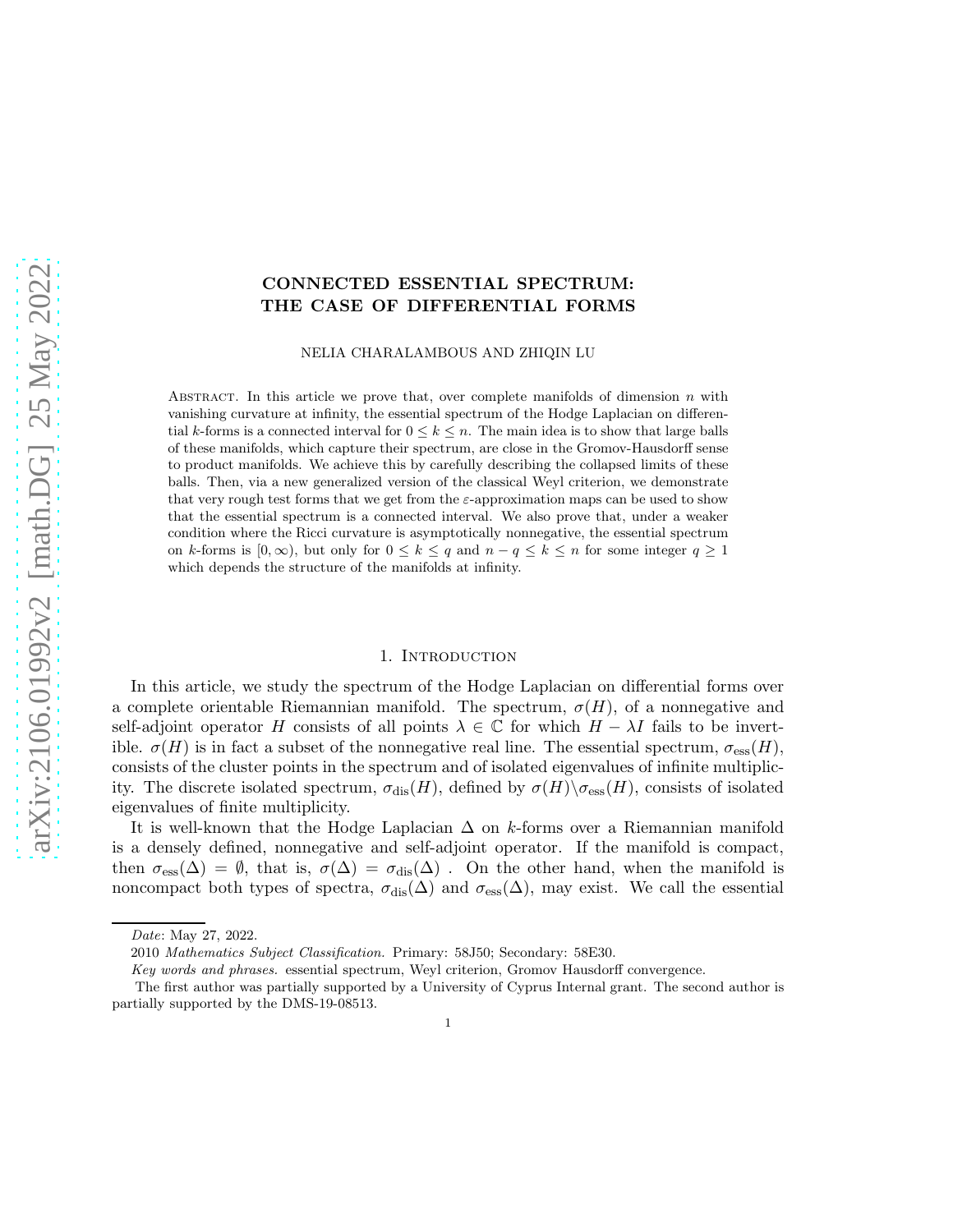# CONNECTED ESSENTIAL SPECTRUM: THE CASE OF DIFFERENTIAL FORMS

NELIA CHARALAMBOUS AND ZHIQIN LU

Abstract. In this article we prove that, over complete manifolds of dimension $n$ with vanishing curvature at infinity, the essential spectrum of the Hodge Laplacian on differential $k$-forms is a connected interval for $0 \le k \le n$. The main idea is to show that large balls of these manifolds, which capture their spectrum, are close in the Gromov-Hausdorff sense to product manifolds. We achieve this by carefully describing the collapsed limits of these balls. Then, via a new generalized version of the classical Weyl criterion, we demonstrate that very rough test forms that we get from the $\varepsilon$-approximation maps can be used to show that the essential spectrum is a connected interval. We also prove that, under a weaker condition where the Ricci curvature is asymptotically nonnegative, the essential spectrum on $k$-forms is $[0, \infty)$, but only for $0 \le k \le q$ and $n - q \le k \le n$ for some integer $q \ge 1$ which depends the structure of the manifolds at infinity.

## 1. Introduction

In this article, we study the spectrum of the Hodge Laplacian on differential forms over a complete orientable Riemannian manifold. The spectrum, $\sigma(H)$, of a nonnegative and self-adjoint operator $H$ consists of all points $\lambda \in \mathbb{C}$ for which $H - \lambda I$ fails to be invertible. $\sigma(H)$ is in fact a subset of the nonnegative real line. The essential spectrum, $\sigma_{\mathrm{ess}}(H)$, consists of the cluster points in the spectrum and of isolated eigenvalues of infinite multiplicity. The discrete isolated spectrum, $\sigma_{\mathrm{dis}}(H)$, defined by $\sigma(H) \backslash \sigma_{\mathrm{ess}}(H)$, consists of isolated eigenvalues of finite multiplicity.

It is well-known that the Hodge Laplacian $\Delta$ on $k$-forms over a Riemannian manifold is a densely defined, nonnegative and self-adjoint operator. If the manifold is compact, then $\sigma_{\mathrm{ess}}(\Delta) = \emptyset$, that is, $\sigma(\Delta) = \sigma_{\mathrm{dis}}(\Delta)$ . On the other hand, when the manifold is noncompact both types of spectra, $\sigma_{\mathrm{dis}}(\Delta)$ and $\sigma_{\mathrm{ess}}(\Delta)$, may exist. We call the essential

---

*Date*: May 27, 2022.

2010 *Mathematics Subject Classification.* Primary: 58J50; Secondary: 58E30.

*Key words and phrases.* essential spectrum, Weyl criterion, Gromov Hausdorff convergence.

The first author was partially supported by a University of Cyprus Internal grant. The second author is partially supported by the DMS-19-08513.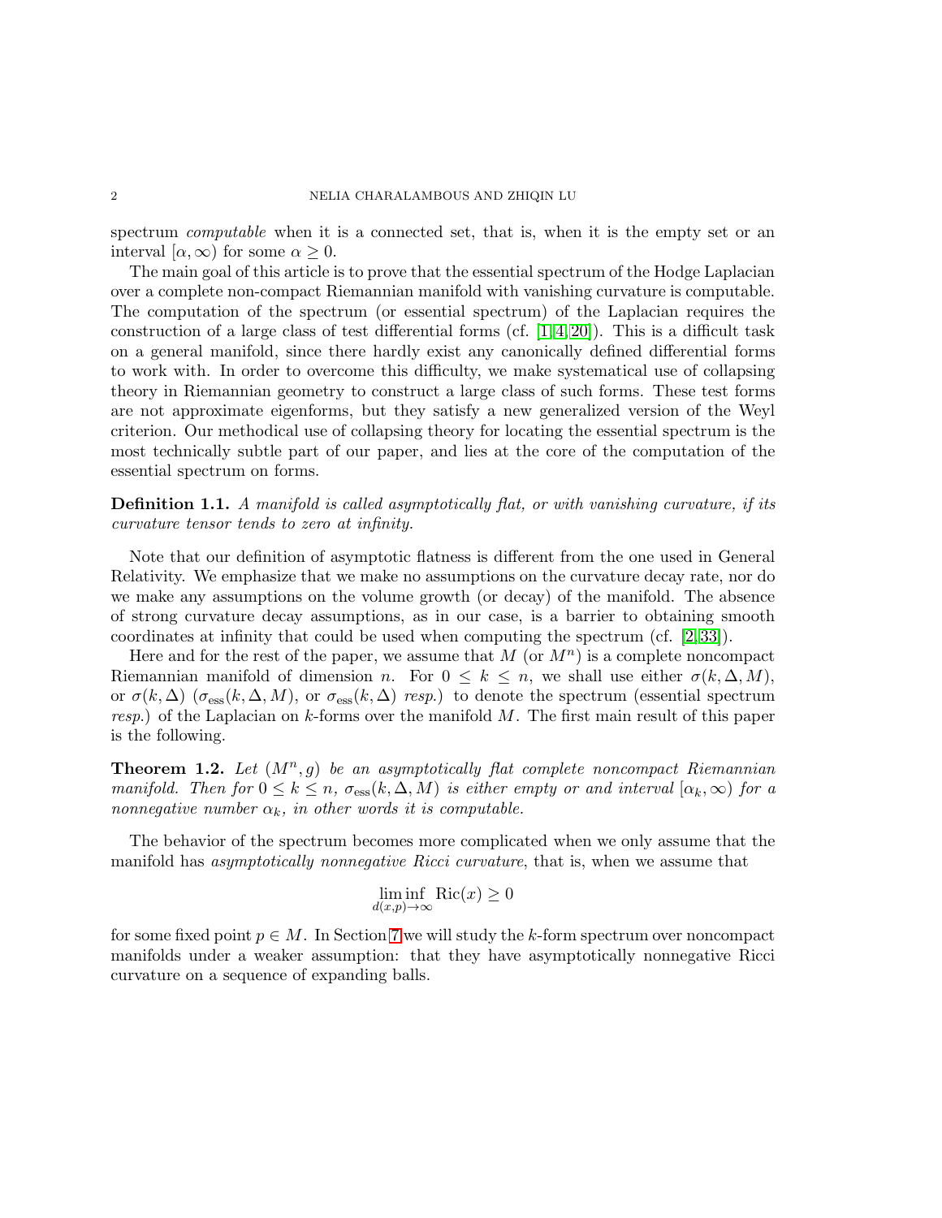spectrum *computable* when it is a connected set, that is, when it is the empty set or an interval $[\alpha, \infty)$ for some $\alpha \geq 0$.

The main goal of this article is to prove that the essential spectrum of the Hodge Laplacian over a complete non-compact Riemannian manifold with vanishing curvature is computable. The computation of the spectrum (or essential spectrum) of the Laplacian requires the construction of a large class of test differential forms (cf. [1, 4, 20]). This is a difficult task on a general manifold, since there hardly exist any canonically defined differential forms to work with. In order to overcome this difficulty, we make systematical use of collapsing theory in Riemannian geometry to construct a large class of such forms. These test forms are not approximate eigenforms, but they satisfy a new generalized version of the Weyl criterion. Our methodical use of collapsing theory for locating the essential spectrum is the most technically subtle part of our paper, and lies at the core of the computation of the essential spectrum on forms.

**Definition 1.1.** *A manifold is called asymptotically flat, or with vanishing curvature, if its curvature tensor tends to zero at infinity.*

Note that our definition of asymptotic flatness is different from the one used in General Relativity. We emphasize that we make no assumptions on the curvature decay rate, nor do we make any assumptions on the volume growth (or decay) of the manifold. The absence of strong curvature decay assumptions, as in our case, is a barrier to obtaining smooth coordinates at infinity that could be used when computing the spectrum (cf. [2, 33]).

Here and for the rest of the paper, we assume that $M$ (or $M^n$) is a complete noncompact Riemannian manifold of dimension $n$. For $0 \leq k \leq n$, we shall use either $\sigma(k, \Delta, M)$, or $\sigma(k, \Delta)$ ($\sigma_{\text{ess}}(k, \Delta, M)$, or $\sigma_{\text{ess}}(k, \Delta)$ *resp.*) to denote the spectrum (essential spectrum *resp.*) of the Laplacian on $k$-forms over the manifold $M$. The first main result of this paper is the following.

**Theorem 1.2.** *Let $(M^n, g)$ be an asymptotically flat complete noncompact Riemannian manifold. Then for $0 \leq k \leq n$, $\sigma_{\text{ess}}(k, \Delta, M)$ is either empty or and interval $[\alpha_k, \infty)$ for a nonnegative number $\alpha_k$, in other words it is computable.*

The behavior of the spectrum becomes more complicated when we only assume that the manifold has *asymptotically nonnegative Ricci curvature*, that is, when we assume that

$$\liminf_{d(x,p)\to\infty} \text{Ric}(x) \geq 0$$

for some fixed point $p \in M$. In Section 7 we will study the $k$-form spectrum over noncompact manifolds under a weaker assumption: that they have asymptotically nonnegative Ricci curvature on a sequence of expanding balls.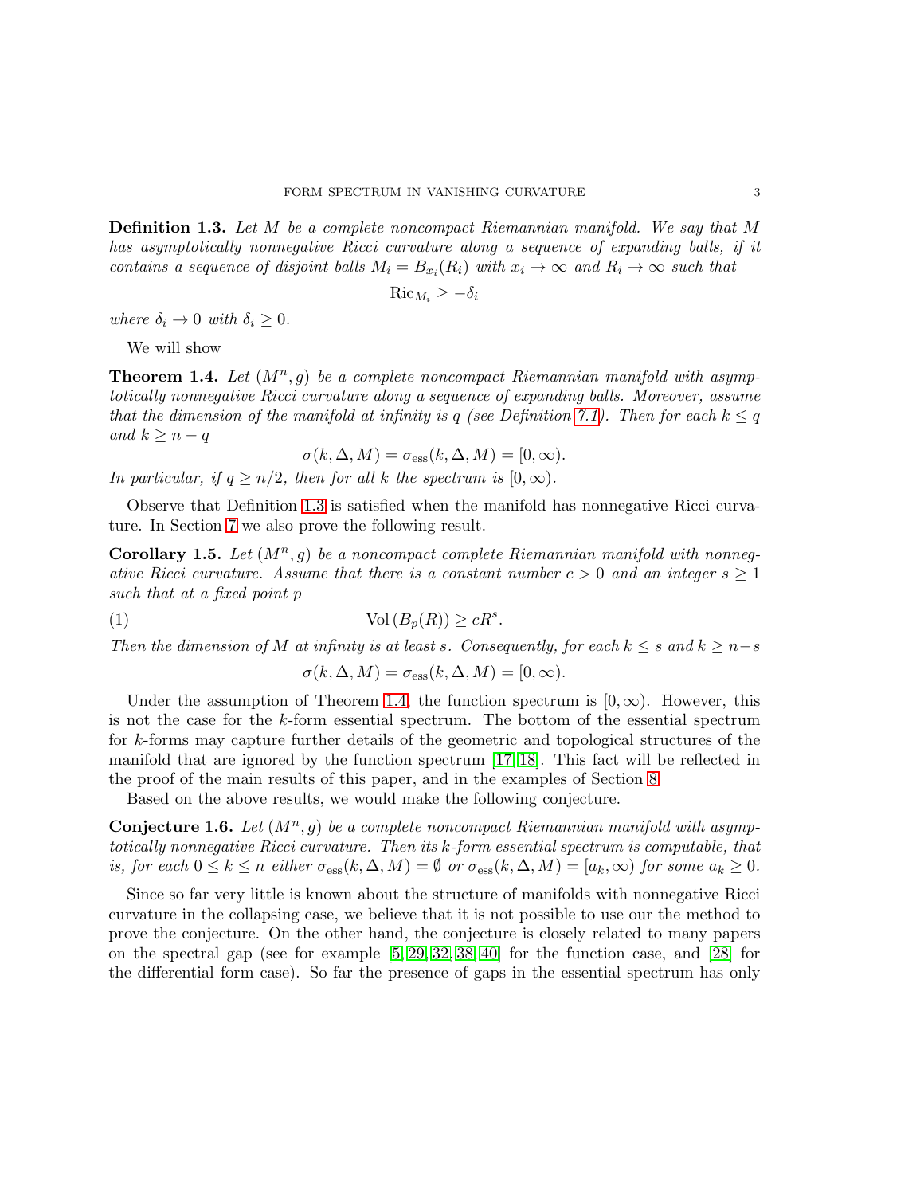**Definition 1.3.** *Let $M$ be a complete noncompact Riemannian manifold. We say that $M$ has asymptotically nonnegative Ricci curvature along a sequence of expanding balls, if it contains a sequence of disjoint balls $M_i = B_{x_i}(R_i)$ with $x_i \to \infty$ and $R_i \to \infty$ such that*

$$\operatorname{Ric}_{M_i} \geq -\delta_i$$

*where $\delta_i \to 0$ with $\delta_i \geq 0$.*

We will show

**Theorem 1.4.** *Let $(M^n, g)$ be a complete noncompact Riemannian manifold with asymptotically nonnegative Ricci curvature along a sequence of expanding balls. Moreover, assume that the dimension of the manifold at infinity is $q$ (see Definition 7.1). Then for each $k \leq q$ and $k \geq n - q$*

$$\sigma(k, \Delta, M) = \sigma_{\text{ess}}(k, \Delta, M) = [0, \infty).$$

*In particular, if $q \geq n/2$, then for all $k$ the spectrum is $[0, \infty)$.*

Observe that Definition 1.3 is satisfied when the manifold has nonnegative Ricci curvature. In Section 7 we also prove the following result.

**Corollary 1.5.** *Let $(M^n, g)$ be a noncompact complete Riemannian manifold with nonnegative Ricci curvature. Assume that there is a constant number $c > 0$ and an integer $s \geq 1$ such that at a fixed point $p$*

$$\operatorname{Vol}(B_p(R)) \geq cR^s. \tag{1}$$

*Then the dimension of $M$ at infinity is at least $s$. Consequently, for each $k \leq s$ and $k \geq n-s$*

$$\sigma(k, \Delta, M) = \sigma_{\text{ess}}(k, \Delta, M) = [0, \infty).$$

Under the assumption of Theorem 1.4, the function spectrum is $[0, \infty)$. However, this is not the case for the $k$-form essential spectrum. The bottom of the essential spectrum for $k$-forms may capture further details of the geometric and topological structures of the manifold that are ignored by the function spectrum [17, 18]. This fact will be reflected in the proof of the main results of this paper, and in the examples of Section 8.

Based on the above results, we would make the following conjecture.

**Conjecture 1.6.** *Let $(M^n, g)$ be a complete noncompact Riemannian manifold with asymptotically nonnegative Ricci curvature. Then its $k$-form essential spectrum is computable, that is, for each $0 \leq k \leq n$ either $\sigma_{\text{ess}}(k, \Delta, M) = \emptyset$ or $\sigma_{\text{ess}}(k, \Delta, M) = [a_k, \infty)$ for some $a_k \geq 0$.*

Since so far very little is known about the structure of manifolds with nonnegative Ricci curvature in the collapsing case, we believe that it is not possible to use our the method to prove the conjecture. On the other hand, the conjecture is closely related to many papers on the spectral gap (see for example [5, 29, 32, 38, 40] for the function case, and [28] for the differential form case). So far the presence of gaps in the essential spectrum has only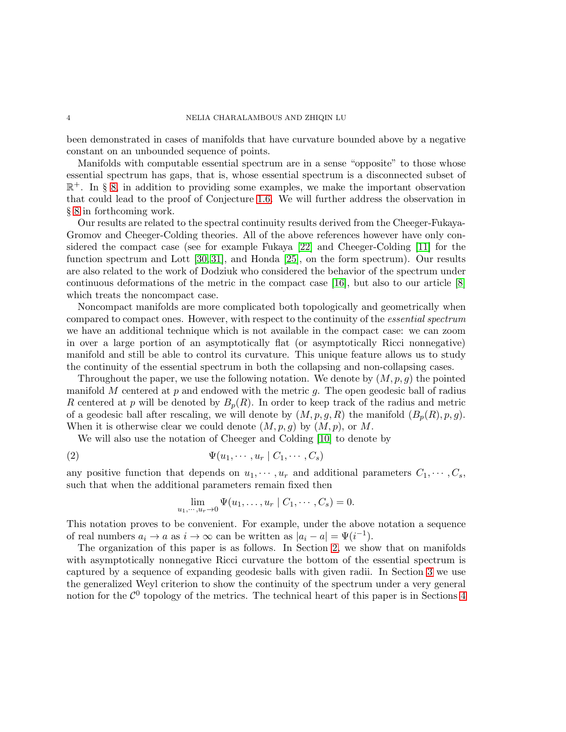been demonstrated in cases of manifolds that have curvature bounded above by a negative constant on an unbounded sequence of points.

Manifolds with computable essential spectrum are in a sense "opposite" to those whose essential spectrum has gaps, that is, whose essential spectrum is a disconnected subset of $\mathbb{R}^+$. In § 8, in addition to providing some examples, we make the important observation that could lead to the proof of Conjecture 1.6. We will further address the observation in § 8 in forthcoming work.

Our results are related to the spectral continuity results derived from the Cheeger-Fukaya-Gromov and Cheeger-Colding theories. All of the above references however have only considered the compact case (see for example Fukaya [22] and Cheeger-Colding [11] for the function spectrum and Lott [30, 31], and Honda [25], on the form spectrum). Our results are also related to the work of Dodziuk who considered the behavior of the spectrum under continuous deformations of the metric in the compact case [16], but also to our article [8] which treats the noncompact case.

Noncompact manifolds are more complicated both topologically and geometrically when compared to compact ones. However, with respect to the continuity of the *essential spectrum* we have an additional technique which is not available in the compact case: we can zoom in over a large portion of an asymptotically flat (or asymptotically Ricci nonnegative) manifold and still be able to control its curvature. This unique feature allows us to study the continuity of the essential spectrum in both the collapsing and non-collapsing cases.

Throughout the paper, we use the following notation. We denote by $(M, p, g)$ the pointed manifold $M$ centered at $p$ and endowed with the metric $g$. The open geodesic ball of radius $R$ centered at $p$ will be denoted by $B_p(R)$. In order to keep track of the radius and metric of a geodesic ball after rescaling, we will denote by $(M, p, g, R)$ the manifold $(B_p(R), p, g)$. When it is otherwise clear we could denote $(M, p, g)$ by $(M, p)$, or $M$.

We will also use the notation of Cheeger and Colding [10] to denote by

$$\Psi(u_1, \cdots, u_r \mid C_1, \cdots, C_s) \tag{2}$$

any positive function that depends on $u_1, \cdots, u_r$ and additional parameters $C_1, \cdots, C_s$, such that when the additional parameters remain fixed then

$$\lim_{u_1, \cdots, u_r \to 0} \Psi(u_1, \ldots, u_r \mid C_1, \cdots, C_s) = 0.$$

This notation proves to be convenient. For example, under the above notation a sequence of real numbers $a_i \to a$ as $i \to \infty$ can be written as $|a_i - a| = \Psi(i^{-1})$.

The organization of this paper is as follows. In Section 2, we show that on manifolds with asymptotically nonnegative Ricci curvature the bottom of the essential spectrum is captured by a sequence of expanding geodesic balls with given radii. In Section 3 we use the generalized Weyl criterion to show the continuity of the spectrum under a very general notion for the $\mathcal{C}^0$ topology of the metrics. The technical heart of this paper is in Sections 4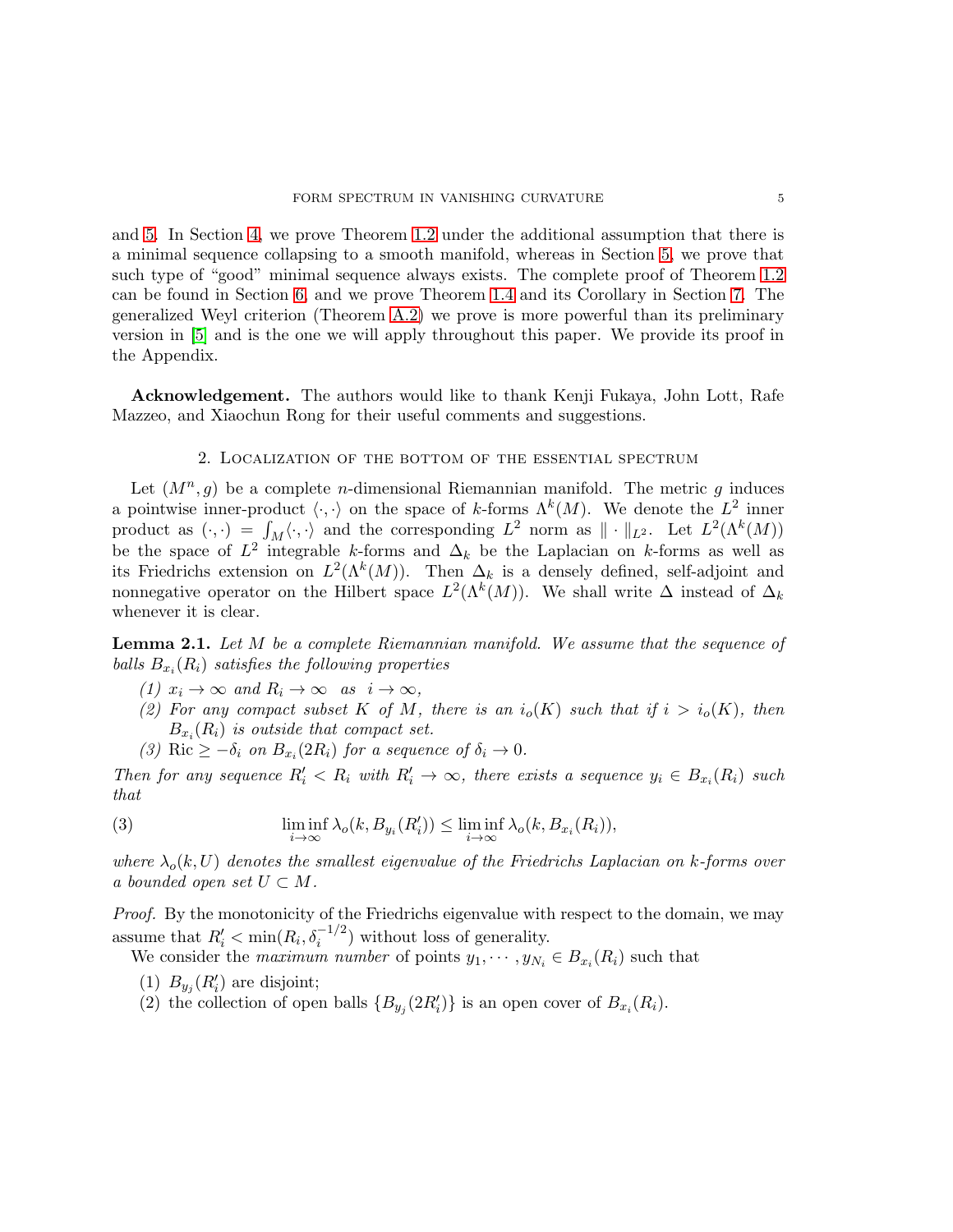and 5. In Section 4, we prove Theorem 1.2 under the additional assumption that there is a minimal sequence collapsing to a smooth manifold, whereas in Section 5, we prove that such type of "good" minimal sequence always exists. The complete proof of Theorem 1.2 can be found in Section 6, and we prove Theorem 1.4 and its Corollary in Section 7. The generalized Weyl criterion (Theorem A.2) we prove is more powerful than its preliminary version in [5] and is the one we will apply throughout this paper. We provide its proof in the Appendix.

**Acknowledgement.** The authors would like to thank Kenji Fukaya, John Lott, Rafe Mazzeo, and Xiaochun Rong for their useful comments and suggestions.

## 2. Localization of the bottom of the essential spectrum

Let $(M^n, g)$ be a complete $n$-dimensional Riemannian manifold. The metric $g$ induces a pointwise inner-product $\langle \cdot, \cdot \rangle$ on the space of $k$-forms $\Lambda^k(M)$. We denote the $L^2$ inner product as $(\cdot, \cdot) = \int_M \langle \cdot, \cdot \rangle$ and the corresponding $L^2$ norm as $\| \cdot \|_{L^2}$. Let $L^2(\Lambda^k(M))$ be the space of $L^2$ integrable $k$-forms and $\Delta_k$ be the Laplacian on $k$-forms as well as its Friedrichs extension on $L^2(\Lambda^k(M))$. Then $\Delta_k$ is a densely defined, self-adjoint and nonnegative operator on the Hilbert space $L^2(\Lambda^k(M))$. We shall write $\Delta$ instead of $\Delta_k$ whenever it is clear.

**Lemma 2.1.** *Let $M$ be a complete Riemannian manifold. We assume that the sequence of balls $B_{x_i}(R_i)$ satisfies the following properties*

1. *$x_i \to \infty$ and $R_i \to \infty$ as $i \to \infty$,*
2. *For any compact subset $K$ of $M$, there is an $i_o(K)$ such that if $i > i_o(K)$, then $B_{x_i}(R_i)$ is outside that compact set.*
3. *$\mathrm{Ric} \geq -\delta_i$ on $B_{x_i}(2R_i)$ for a sequence of $\delta_i \to 0$.*

*Then for any sequence $R_i' < R_i$ with $R_i' \to \infty$, there exists a sequence $y_i \in B_{x_i}(R_i)$ such that*

$$\liminf_{i\to\infty} \lambda_o(k, B_{y_i}(R_i')) \leq \liminf_{i\to\infty} \lambda_o(k, B_{x_i}(R_i)), \tag{3}$$

*where $\lambda_o(k, U)$ denotes the smallest eigenvalue of the Friedrichs Laplacian on $k$-forms over a bounded open set $U \subset M$.*

*Proof.* By the monotonicity of the Friedrichs eigenvalue with respect to the domain, we may assume that $R_i' < \min(R_i, \delta_i^{-1/2})$ without loss of generality.

We consider the *maximum number* of points $y_1, \cdots, y_{N_i} \in B_{x_i}(R_i)$ such that

1. $B_{y_j}(R_i')$ are disjoint;
2. the collection of open balls $\{B_{y_j}(2R_i')\}$ is an open cover of $B_{x_i}(R_i)$.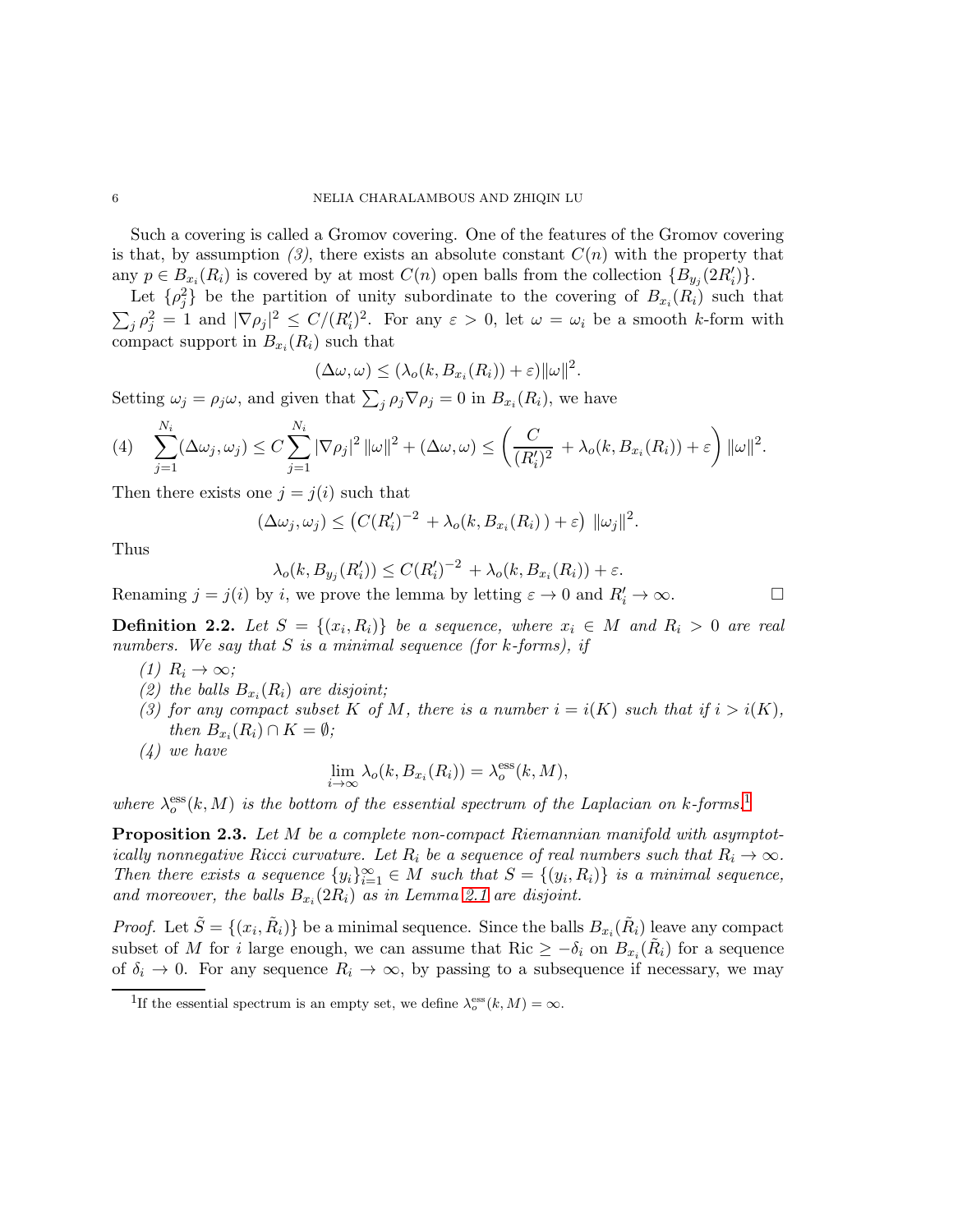Such a covering is called a Gromov covering. One of the features of the Gromov covering is that, by assumption *(3)*, there exists an absolute constant $C(n)$ with the property that any $p \in B_{x_i}(R_i)$ is covered by at most $C(n)$ open balls from the collection $\{B_{y_j}(2R_i')\}$.

Let $\{\rho_j^2\}$ be the partition of unity subordinate to the covering of $B_{x_i}(R_i)$ such that $\sum_j \rho_j^2 = 1$ and $|\nabla \rho_j|^2 \le C/(R_i')^2$. For any $\varepsilon > 0$, let $\omega = \omega_i$ be a smooth $k$-form with compact support in $B_{x_i}(R_i)$ such that

$$(\Delta\omega, \omega) \le (\lambda_o(k, B_{x_i}(R_i)) + \varepsilon)\|\omega\|^2.$$

Setting $\omega_j = \rho_j \omega$, and given that $\sum_j \rho_j \nabla \rho_j = 0$ in $B_{x_i}(R_i)$, we have

$$\sum_{j=1}^{N_i} (\Delta\omega_j, \omega_j) \le C \sum_{j=1}^{N_i} |\nabla \rho_j|^2 \|\omega\|^2 + (\Delta\omega, \omega) \le \left( \frac{C}{(R_i')^2} + \lambda_o(k, B_{x_i}(R_i)) + \varepsilon \right) \|\omega\|^2. \tag{4}$$

Then there exists one $j = j(i)$ such that

$$(\Delta\omega_j, \omega_j) \le \left( C(R_i')^{-2} + \lambda_o(k, B_{x_i}(R_i)) + \varepsilon \right) \|\omega_j\|^2.$$

Thus

$$\lambda_o(k, B_{y_j}(R_i')) \le C(R_i')^{-2} + \lambda_o(k, B_{x_i}(R_i)) + \varepsilon.$$

Renaming $j = j(i)$ by $i$, we prove the lemma by letting $\varepsilon \to 0$ and $R_i' \to \infty$. $\square$

**Definition 2.2.** *Let $S = \{(x_i, R_i)\}$ be a sequence, where $x_i \in M$ and $R_i > 0$ are real numbers. We say that $S$ is a minimal sequence (for k-forms), if*

*(1) $R_i \to \infty$;*

*(2) the balls $B_{x_i}(R_i)$ are disjoint;*

*(3) for any compact subset $K$ of $M$, there is a number $i = i(K)$ such that if $i > i(K)$, then $B_{x_i}(R_i) \cap K = \emptyset$;*

*(4) we have*

$$\lim_{i \to \infty} \lambda_o(k, B_{x_i}(R_i)) = \lambda_o^{\text{ess}}(k, M),$$

*where $\lambda_o^{\text{ess}}(k, M)$ is the bottom of the essential spectrum of the Laplacian on k-forms.*[1]

**Proposition 2.3.** *Let $M$ be a complete non-compact Riemannian manifold with asymptotically nonnegative Ricci curvature. Let $R_i$ be a sequence of real numbers such that $R_i \to \infty$. Then there exists a sequence $\{y_i\}_{i=1}^{\infty} \in M$ such that $S = \{(y_i, R_i)\}$ is a minimal sequence, and moreover, the balls $B_{x_i}(2R_i)$ as in Lemma 2.1 are disjoint.*

*Proof.* Let $\tilde{S} = \{(x_i, \tilde{R}_i)\}$ be a minimal sequence. Since the balls $B_{x_i}(\tilde{R}_i)$ leave any compact subset of $M$ for $i$ large enough, we can assume that $\text{Ric} \ge -\delta_i$ on $B_{x_i}(\tilde{R}_i)$ for a sequence of $\delta_i \to 0$. For any sequence $R_i \to \infty$, by passing to a subsequence if necessary, we may

[1] If the essential spectrum is an empty set, we define $\lambda_o^{\text{ess}}(k, M) = \infty$.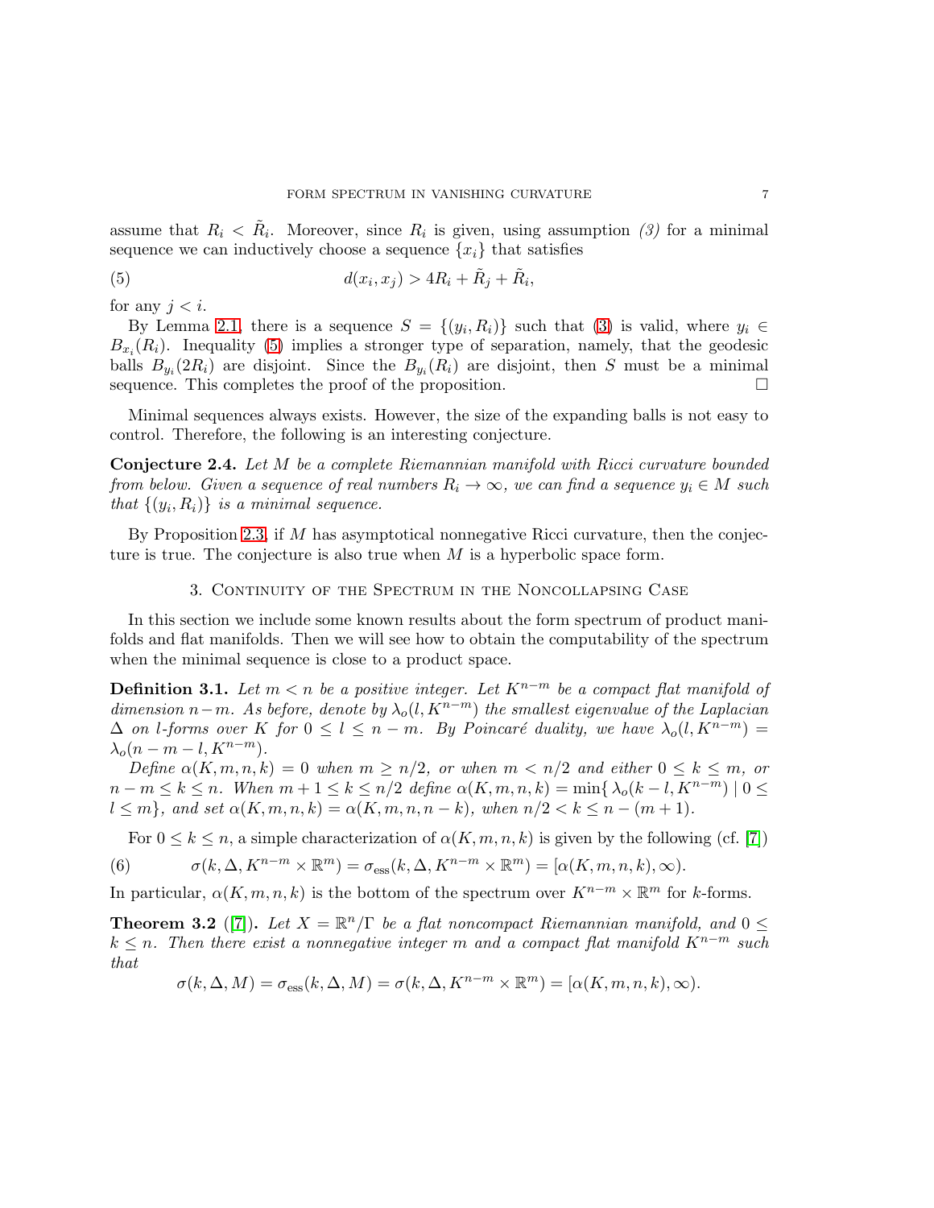assume that $R_i < \tilde{R}_i$. Moreover, since $R_i$ is given, using assumption *(3)* for a minimal sequence we can inductively choose a sequence $\{x_i\}$ that satisfies

$$d(x_i, x_j) > 4R_i + \tilde{R}_j + \tilde{R}_i, \tag{5}$$

for any $j < i$.

By Lemma 2.1, there is a sequence $S = \{(y_i, R_i)\}$ such that (3) is valid, where $y_i \in B_{x_i}(R_i)$. Inequality (5) implies a stronger type of separation, namely, that the geodesic balls $B_{y_i}(2R_i)$ are disjoint. Since the $B_{y_i}(R_i)$ are disjoint, then $S$ must be a minimal sequence. This completes the proof of the proposition. ∎

Minimal sequences always exists. However, the size of the expanding balls is not easy to control. Therefore, the following is an interesting conjecture.

**Conjecture 2.4.** *Let $M$ be a complete Riemannian manifold with Ricci curvature bounded from below. Given a sequence of real numbers $R_i \to \infty$, we can find a sequence $y_i \in M$ such that $\{(y_i, R_i)\}$ is a minimal sequence.*

By Proposition 2.3, if $M$ has asymptotical nonnegative Ricci curvature, then the conjecture is true. The conjecture is also true when $M$ is a hyperbolic space form.

## 3. Continuity of the Spectrum in the Noncollapsing Case

In this section we include some known results about the form spectrum of product manifolds and flat manifolds. Then we will see how to obtain the computability of the spectrum when the minimal sequence is close to a product space.

**Definition 3.1.** *Let $m < n$ be a positive integer. Let $K^{n-m}$ be a compact flat manifold of dimension $n-m$. As before, denote by $\lambda_o(l, K^{n-m})$ the smallest eigenvalue of the Laplacian $\Delta$ on $l$-forms over $K$ for $0 \le l \le n-m$. By Poincaré duality, we have $\lambda_o(l, K^{n-m}) = \lambda_o(n-m-l, K^{n-m})$.*

*Define $\alpha(K, m, n, k) = 0$ when $m \ge n/2$, or when $m < n/2$ and either $0 \le k \le m$, or $n-m \le k \le n$. When $m+1 \le k \le n/2$ define $\alpha(K, m, n, k) = \min\{\lambda_o(k-l, K^{n-m}) \mid 0 \le l \le m\}$, and set $\alpha(K, m, n, k) = \alpha(K, m, n, n-k)$, when $n/2 < k \le n-(m+1)$.*

For $0 \le k \le n$, a simple characterization of $\alpha(K, m, n, k)$ is given by the following (cf. [7])

$$\sigma(k, \Delta, K^{n-m} \times \mathbb{R}^m) = \sigma_{\text{ess}}(k, \Delta, K^{n-m} \times \mathbb{R}^m) = [\alpha(K, m, n, k), \infty). \tag{6}$$

In particular, $\alpha(K, m, n, k)$ is the bottom of the spectrum over $K^{n-m} \times \mathbb{R}^m$ for $k$-forms.

**Theorem 3.2** ([7]). *Let $X = \mathbb{R}^n/\Gamma$ be a flat noncompact Riemannian manifold, and $0 \le k \le n$. Then there exist a nonnegative integer $m$ and a compact flat manifold $K^{n-m}$ such that*

$$\sigma(k, \Delta, M) = \sigma_{\text{ess}}(k, \Delta, M) = \sigma(k, \Delta, K^{n-m} \times \mathbb{R}^m) = [\alpha(K, m, n, k), \infty).$$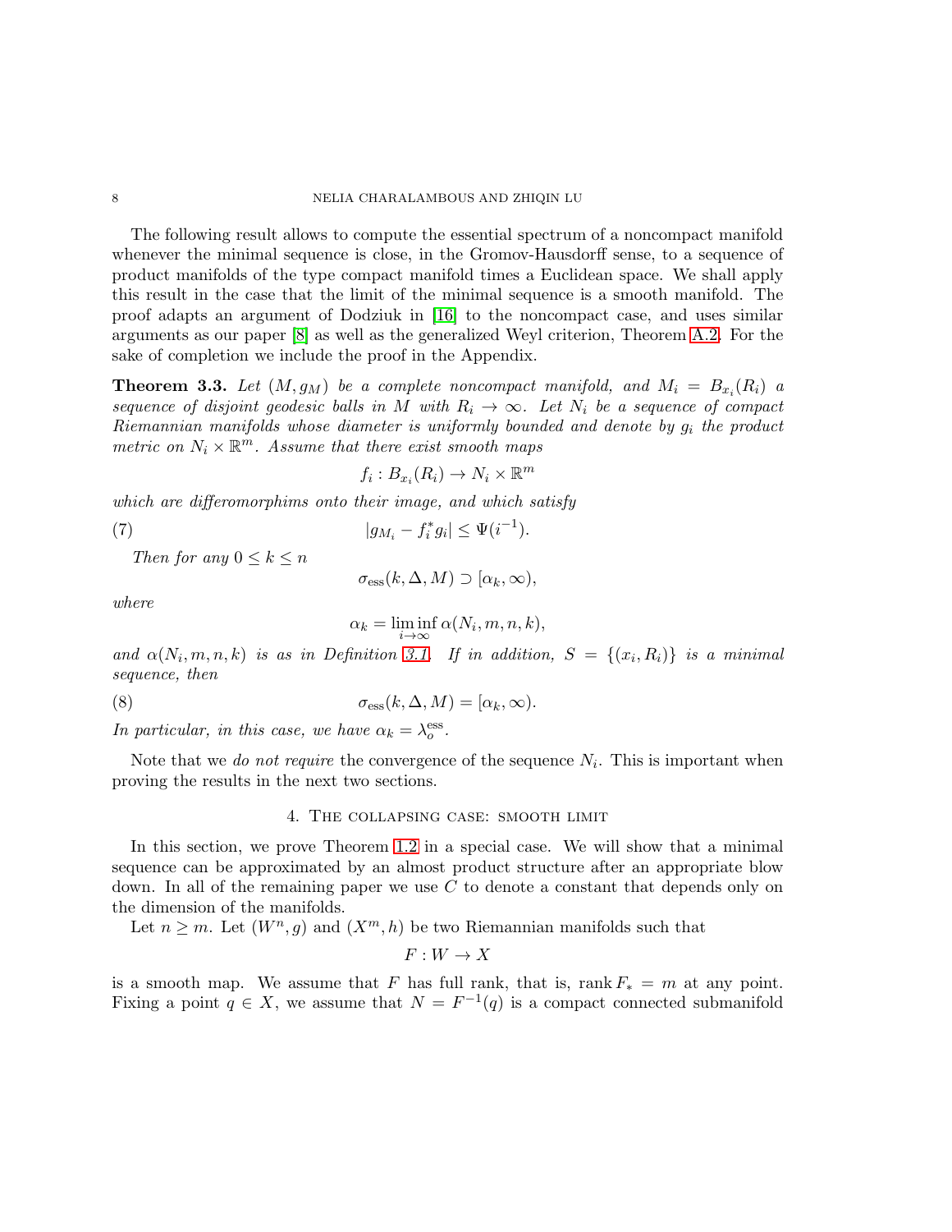The following result allows to compute the essential spectrum of a noncompact manifold whenever the minimal sequence is close, in the Gromov-Hausdorff sense, to a sequence of product manifolds of the type compact manifold times a Euclidean space. We shall apply this result in the case that the limit of the minimal sequence is a smooth manifold. The proof adapts an argument of Dodziuk in [16] to the noncompact case, and uses similar arguments as our paper [8] as well as the generalized Weyl criterion, Theorem A.2. For the sake of completion we include the proof in the Appendix.

**Theorem 3.3.** *Let $(M, g_M)$ be a complete noncompact manifold, and $M_i = B_{x_i}(R_i)$ a sequence of disjoint geodesic balls in $M$ with $R_i \to \infty$. Let $N_i$ be a sequence of compact Riemannian manifolds whose diameter is uniformly bounded and denote by $g_i$ the product metric on $N_i \times \mathbb{R}^m$. Assume that there exist smooth maps*

$$f_i : B_{x_i}(R_i) \to N_i \times \mathbb{R}^m$$

*which are difforomorphims onto their image, and which satisfy*

$$|g_{M_i} - f_i^* g_i| \leq \Psi(i^{-1}). \tag{7}$$

*Then for any $0 \leq k \leq n$*

$$\sigma_{\mathrm{ess}}(k, \Delta, M) \supset [\alpha_k, \infty),$$

*where*

$$\alpha_k = \liminf_{i \to \infty} \alpha(N_i, m, n, k),$$

*and $\alpha(N_i, m, n, k)$ is as in Definition 3.1. If in addition, $S = \{(x_i, R_i)\}$ is a minimal sequence, then*

$$\sigma_{\mathrm{ess}}(k, \Delta, M) = [\alpha_k, \infty). \tag{8}$$

*In particular, in this case, we have $\alpha_k = \lambda_o^{\mathrm{ess}}$.*

Note that we *do not require* the convergence of the sequence $N_i$. This is important when proving the results in the next two sections.

## 4. The collapsing case: smooth limit

In this section, we prove Theorem 1.2 in a special case. We will show that a minimal sequence can be approximated by an almost product structure after an appropriate blow down. In all of the remaining paper we use $C$ to denote a constant that depends only on the dimension of the manifolds.

Let $n \geq m$. Let $(W^n, g)$ and $(X^m, h)$ be two Riemannian manifolds such that

$$F : W \to X$$

is a smooth map. We assume that $F$ has full rank, that is, $\operatorname{rank} F_* = m$ at any point. Fixing a point $q \in X$, we assume that $N = F^{-1}(q)$ is a compact connected submanifold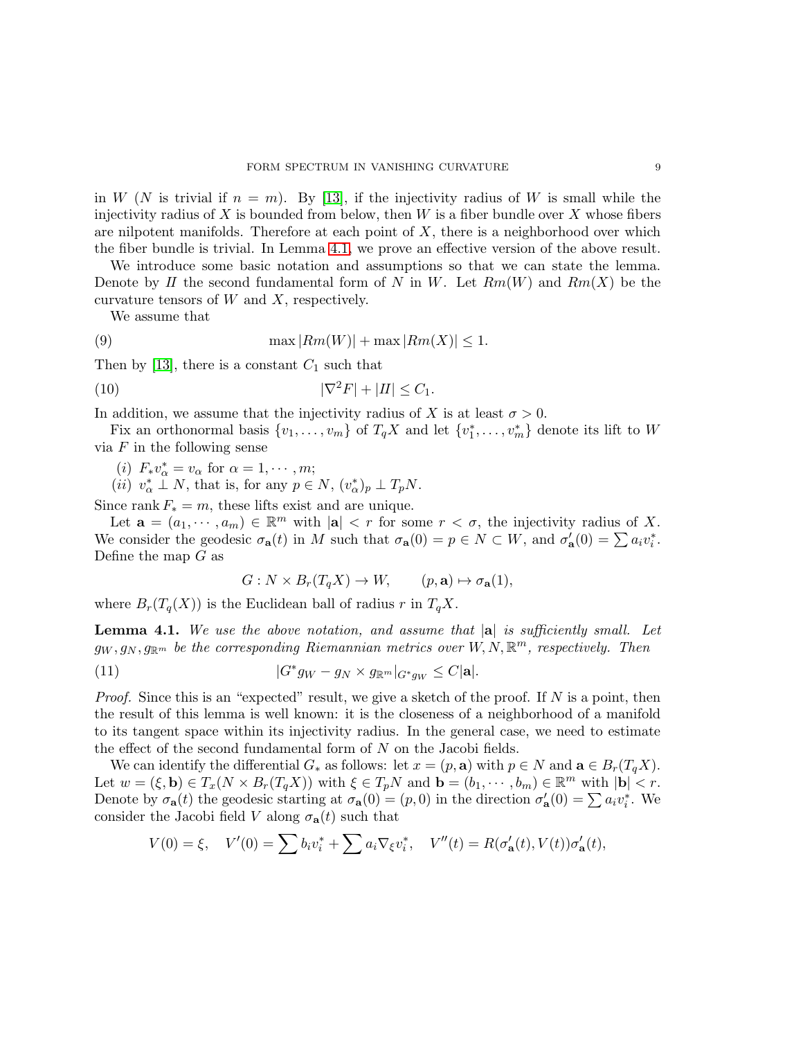in $W$ ($N$ is trivial if $n = m$). By [13], if the injectivity radius of $W$ is small while the injectivity radius of $X$ is bounded from below, then $W$ is a fiber bundle over $X$ whose fibers are nilpotent manifolds. Therefore at each point of $X$, there is a neighborhood over which the fiber bundle is trivial. In Lemma 4.1, we prove an effective version of the above result.

We introduce some basic notation and assumptions so that we can state the lemma. Denote by $II$ the second fundamental form of $N$ in $W$. Let $Rm(W)$ and $Rm(X)$ be the curvature tensors of $W$ and $X$, respectively.

We assume that

$$\max |Rm(W)| + \max |Rm(X)| \leq 1. \tag{9}$$

Then by [13], there is a constant $C_1$ such that

$$|\nabla^2 F| + |II| \leq C_1. \tag{10}$$

In addition, we assume that the injectivity radius of $X$ is at least $\sigma > 0$.

Fix an orthonormal basis $\{v_1, \ldots, v_m\}$ of $T_qX$ and let $\{v_1^*, \ldots, v_m^*\}$ denote its lift to $W$ via $F$ in the following sense

(i) $F_* v_\alpha^* = v_\alpha$ for $\alpha = 1, \cdots, m$;
(ii) $v_\alpha^* \perp N$, that is, for any $p \in N$, $(v_\alpha^*)_p \perp T_pN$.

Since $\operatorname{rank} F_* = m$, these lifts exist and are unique.

Let $\mathbf{a} = (a_1, \cdots, a_m) \in \mathbb{R}^m$ with $|\mathbf{a}| < r$ for some $r < \sigma$, the injectivity radius of $X$. We consider the geodesic $\sigma_{\mathbf{a}}(t)$ in $M$ such that $\sigma_{\mathbf{a}}(0) = p \in N \subset W$, and $\sigma'_{\mathbf{a}}(0) = \sum a_i v_i^*$. Define the map $G$ as

$$G : N \times B_r(T_qX) \to W, \qquad (p, \mathbf{a}) \mapsto \sigma_{\mathbf{a}}(1),$$

where $B_r(T_q(X))$ is the Euclidean ball of radius $r$ in $T_qX$.

**Lemma 4.1.** *We use the above notation, and assume that $|\mathbf{a}|$ is sufficiently small. Let $g_W, g_N, g_{\mathbb{R}^m}$ be the corresponding Riemannian metrics over $W, N, \mathbb{R}^m$, respectively. Then*

$$|G^* g_W - g_N \times g_{\mathbb{R}^m}|_{G^* g_W} \leq C|\mathbf{a}|. \tag{11}$$

*Proof.* Since this is an "expected" result, we give a sketch of the proof. If $N$ is a point, then the result of this lemma is well known: it is the closeness of a neighborhood of a manifold to its tangent space within its injectivity radius. In the general case, we need to estimate the effect of the second fundamental form of $N$ on the Jacobi fields.

We can identify the differential $G_*$ as follows: let $x = (p, \mathbf{a})$ with $p \in N$ and $\mathbf{a} \in B_r(T_qX)$. Let $w = (\xi, \mathbf{b}) \in T_x(N \times B_r(T_qX))$ with $\xi \in T_pN$ and $\mathbf{b} = (b_1, \cdots, b_m) \in \mathbb{R}^m$ with $|\mathbf{b}| < r$. Denote by $\sigma_{\mathbf{a}}(t)$ the geodesic starting at $\sigma_{\mathbf{a}}(0) = (p, 0)$ in the direction $\sigma'_{\mathbf{a}}(0) = \sum a_i v_i^*$. We consider the Jacobi field $V$ along $\sigma_{\mathbf{a}}(t)$ such that

$$V(0) = \xi, \quad V'(0) = \sum b_i v_i^* + \sum a_i \nabla_\xi v_i^*, \quad V''(t) = R(\sigma'_{\mathbf{a}}(t), V(t))\sigma'_{\mathbf{a}}(t),$$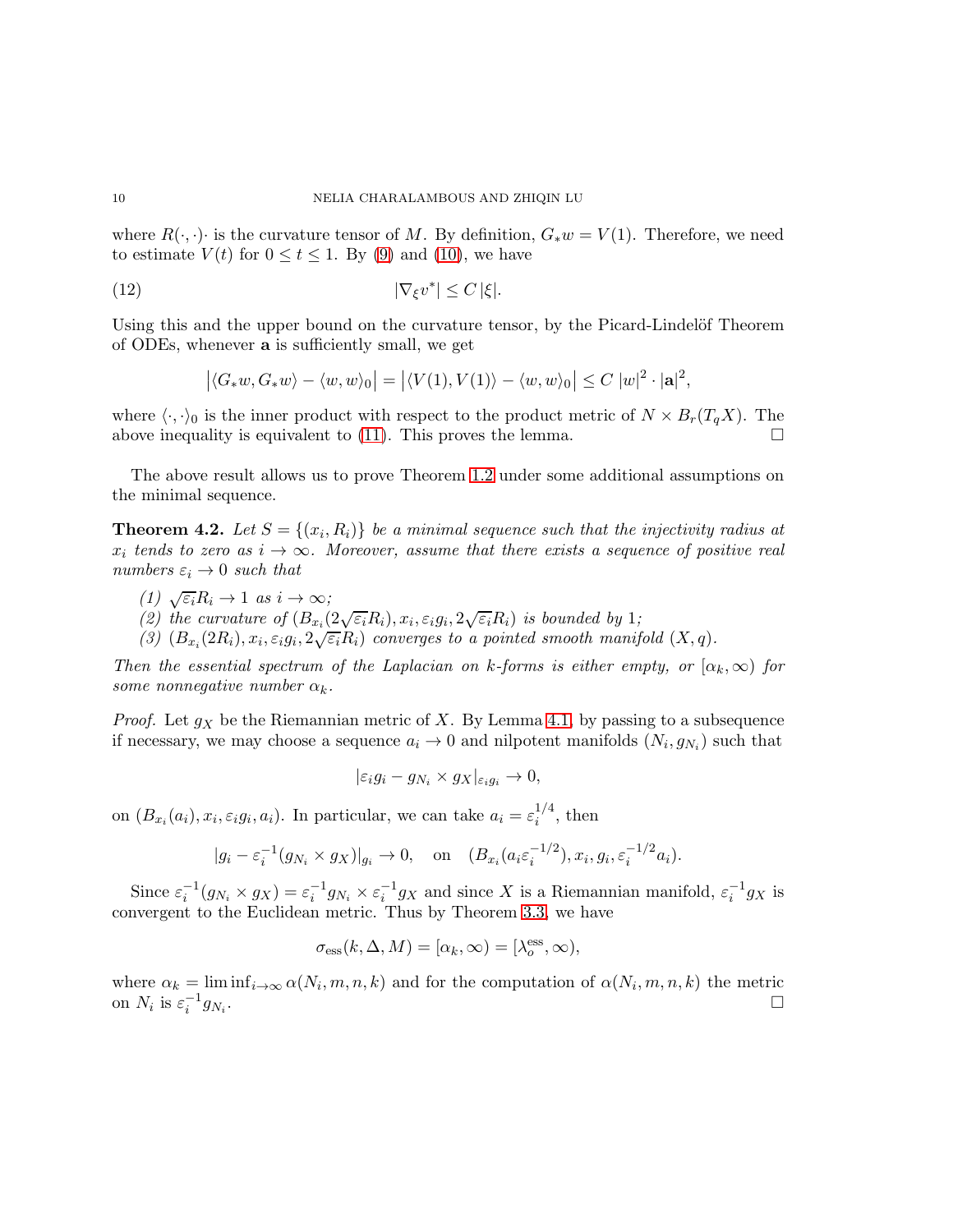where $R(\cdot, \cdot)\cdot$ is the curvature tensor of $M$. By definition, $G_* w = V(1)$. Therefore, we need to estimate $V(t)$ for $0 \le t \le 1$. By (9) and (10), we have

$$|\nabla_\xi v^*| \le C\,|\xi|. \tag{12}$$

Using this and the upper bound on the curvature tensor, by the Picard-Lindelöf Theorem of ODEs, whenever $\mathbf{a}$ is sufficiently small, we get

$$\big|\langle G_* w, G_* w\rangle - \langle w, w\rangle_0\big| = \big|\langle V(1), V(1)\rangle - \langle w, w\rangle_0\big| \le C\,|w|^2 \cdot |\mathbf{a}|^2,$$

where $\langle \cdot, \cdot \rangle_0$ is the inner product with respect to the product metric of $N \times B_r(T_q X)$. The above inequality is equivalent to (11). This proves the lemma. $\square$

The above result allows us to prove Theorem 1.2 under some additional assumptions on the minimal sequence.

**Theorem 4.2.** *Let $S = \{(x_i, R_i)\}$ be a minimal sequence such that the injectivity radius at $x_i$ tends to zero as $i \to \infty$. Moreover, assume that there exists a sequence of positive real numbers $\varepsilon_i \to 0$ such that*

*(1) $\sqrt{\varepsilon_i} R_i \to 1$ as $i \to \infty$;*
*(2) the curvature of $(B_{x_i}(2\sqrt{\varepsilon_i} R_i), x_i, \varepsilon_i g_i, 2\sqrt{\varepsilon_i} R_i)$ is bounded by 1;*
*(3) $(B_{x_i}(2R_i), x_i, \varepsilon_i g_i, 2\sqrt{\varepsilon_i} R_i)$ converges to a pointed smooth manifold $(X, q)$.*

*Then the essential spectrum of the Laplacian on $k$-forms is either empty, or $[\alpha_k, \infty)$ for some nonnegative number $\alpha_k$.*

*Proof.* Let $g_X$ be the Riemannian metric of $X$. By Lemma 4.1, by passing to a subsequence if necessary, we may choose a sequence $a_i \to 0$ and nilpotent manifolds $(N_i, g_{N_i})$ such that

$$|\varepsilon_i g_i - g_{N_i} \times g_X|_{\varepsilon_i g_i} \to 0,$$

on $(B_{x_i}(a_i), x_i, \varepsilon_i g_i, a_i)$. In particular, we can take $a_i = \varepsilon_i^{1/4}$, then

$$|g_i - \varepsilon_i^{-1}(g_{N_i} \times g_X)|_{g_i} \to 0, \quad \text{on} \quad (B_{x_i}(a_i \varepsilon_i^{-1/2}), x_i, g_i, \varepsilon_i^{-1/2} a_i).$$

Since $\varepsilon_i^{-1}(g_{N_i} \times g_X) = \varepsilon_i^{-1} g_{N_i} \times \varepsilon_i^{-1} g_X$ and since $X$ is a Riemannian manifold, $\varepsilon_i^{-1} g_X$ is convergent to the Euclidean metric. Thus by Theorem 3.3, we have

$$\sigma_{\rm ess}(k, \Delta, M) = [\alpha_k, \infty) = [\lambda_o^{\rm ess}, \infty),$$

where $\alpha_k = \liminf_{i\to\infty} \alpha(N_i, m, n, k)$ and for the computation of $\alpha(N_i, m, n, k)$ the metric on $N_i$ is $\varepsilon_i^{-1} g_{N_i}$. $\square$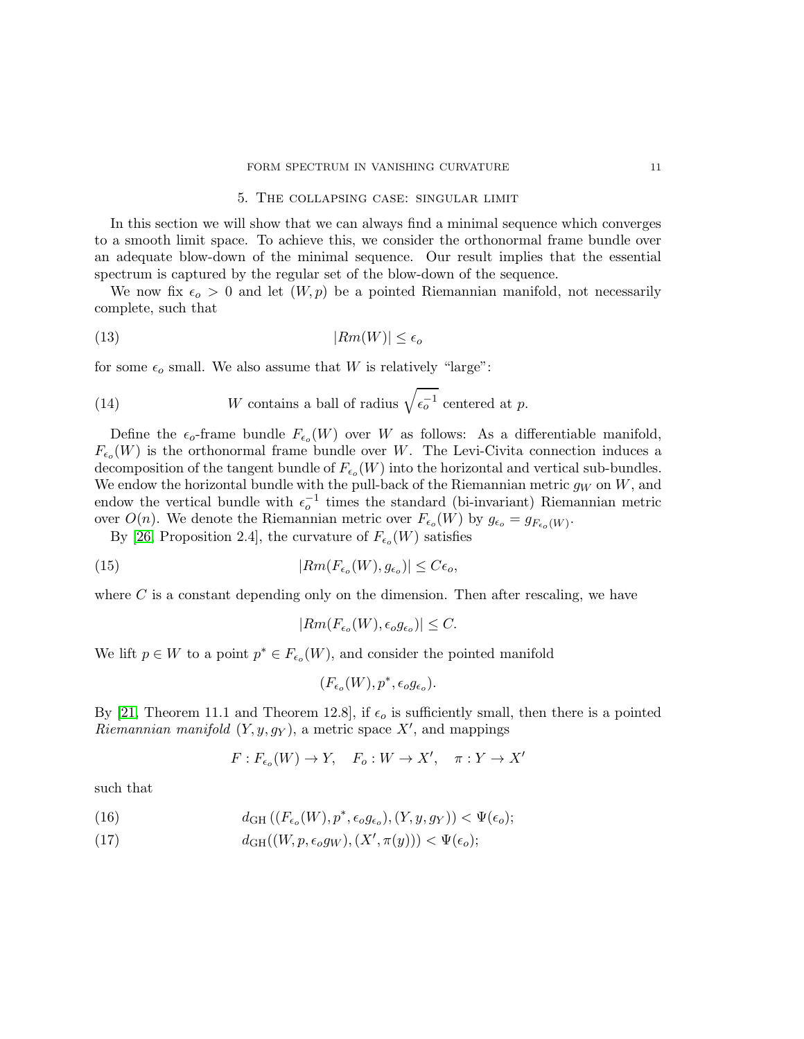## 5. The collapsing case: singular limit

In this section we will show that we can always find a minimal sequence which converges to a smooth limit space. To achieve this, we consider the orthonormal frame bundle over an adequate blow-down of the minimal sequence. Our result implies that the essential spectrum is captured by the regular set of the blow-down of the sequence.

We now fix $\epsilon_o > 0$ and let $(W, p)$ be a pointed Riemannian manifold, not necessarily complete, such that

$$|Rm(W)| \leq \epsilon_o \tag{13}$$

for some $\epsilon_o$ small. We also assume that $W$ is relatively "large":

$$W \text{ contains a ball of radius } \sqrt{\epsilon_o^{-1}} \text{ centered at } p. \tag{14}$$

Define the $\epsilon_o$-frame bundle $F_{\epsilon_o}(W)$ over $W$ as follows: As a differentiable manifold, $F_{\epsilon_o}(W)$ is the orthonormal frame bundle over $W$. The Levi-Civita connection induces a decomposition of the tangent bundle of $F_{\epsilon_o}(W)$ into the horizontal and vertical sub-bundles. We endow the horizontal bundle with the pull-back of the Riemannian metric $g_W$ on $W$, and endow the vertical bundle with $\epsilon_o^{-1}$ times the standard (bi-invariant) Riemannian metric over $O(n)$. We denote the Riemannian metric over $F_{\epsilon_o}(W)$ by $g_{\epsilon_o} = g_{F_{\epsilon_o}(W)}$.

By [26, Proposition 2.4], the curvature of $F_{\epsilon_o}(W)$ satisfies

$$|Rm(F_{\epsilon_o}(W), g_{\epsilon_o})| \leq C\epsilon_o, \tag{15}$$

where $C$ is a constant depending only on the dimension. Then after rescaling, we have

$$|Rm(F_{\epsilon_o}(W), \epsilon_o g_{\epsilon_o})| \leq C.$$

We lift $p \in W$ to a point $p^* \in F_{\epsilon_o}(W)$, and consider the pointed manifold

$$(F_{\epsilon_o}(W), p^*, \epsilon_o g_{\epsilon_o}).$$

By [21, Theorem 11.1 and Theorem 12.8], if $\epsilon_o$ is sufficiently small, then there is a pointed *Riemannian manifold* $(Y, y, g_Y)$, a metric space $X'$, and mappings

$$F : F_{\epsilon_o}(W) \to Y, \quad F_o : W \to X', \quad \pi : Y \to X'$$

such that

$$d_{\rm GH}\left((F_{\epsilon_o}(W), p^*, \epsilon_o g_{\epsilon_o}), (Y, y, g_Y)\right) < \Psi(\epsilon_o); \tag{16}$$

$$d_{\rm GH}((W, p, \epsilon_o g_W), (X', \pi(y))) < \Psi(\epsilon_o); \tag{17}$$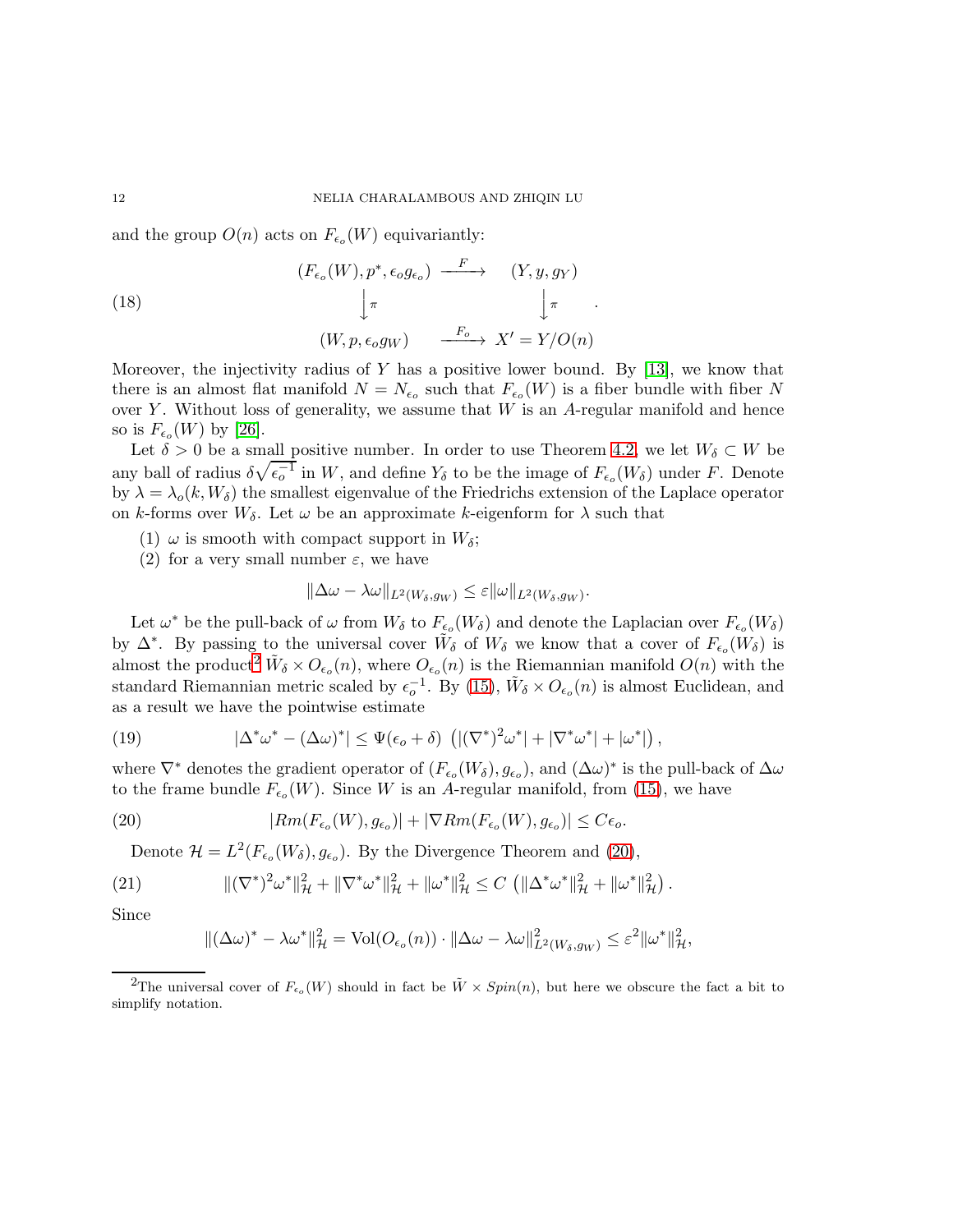and the group $O(n)$ acts on $F_{\epsilon_o}(W)$ equivariantly:

$$
\begin{array}{ccc}
(F_{\epsilon_o}(W), p^*, \epsilon_o g_{\epsilon_o}) & \xrightarrow{F} & (Y, y, g_Y) \\
\Big\downarrow \pi & & \Big\downarrow \pi \\
(W, p, \epsilon_o g_W) & \xrightarrow{F_o} & X' = Y/O(n)
\end{array} \tag{18}
$$

Moreover, the injectivity radius of $Y$ has a positive lower bound. By [13], we know that there is an almost flat manifold $N = N_{\epsilon_o}$ such that $F_{\epsilon_o}(W)$ is a fiber bundle with fiber $N$ over $Y$. Without loss of generality, we assume that $W$ is an $A$-regular manifold and hence so is $F_{\epsilon_o}(W)$ by [26].

Let $\delta > 0$ be a small positive number. In order to use Theorem 4.2, we let $W_\delta \subset W$ be any ball of radius $\delta\sqrt{\epsilon_o^{-1}}$ in $W$, and define $Y_\delta$ to be the image of $F_{\epsilon_o}(W_\delta)$ under $F$. Denote by $\lambda = \lambda_o(k, W_\delta)$ the smallest eigenvalue of the Friedrichs extension of the Laplace operator on $k$-forms over $W_\delta$. Let $\omega$ be an approximate $k$-eigenform for $\lambda$ such that

1. $\omega$ is smooth with compact support in $W_\delta$;
2. for a very small number $\varepsilon$, we have

$$
\|\Delta\omega - \lambda\omega\|_{L^2(W_\delta, g_W)} \leq \varepsilon \|\omega\|_{L^2(W_\delta, g_W)}.
$$

Let $\omega^*$ be the pull-back of $\omega$ from $W_\delta$ to $F_{\epsilon_o}(W_\delta)$ and denote the Laplacian over $F_{\epsilon_o}(W_\delta)$ by $\Delta^*$. By passing to the universal cover $\tilde{W}_\delta$ of $W_\delta$ we know that a cover of $F_{\epsilon_o}(W_\delta)$ is almost the product[2] $\tilde{W}_\delta \times O_{\epsilon_o}(n)$, where $O_{\epsilon_o}(n)$ is the Riemannian manifold $O(n)$ with the standard Riemannian metric scaled by $\epsilon_o^{-1}$. By (15), $\tilde{W}_\delta \times O_{\epsilon_o}(n)$ is almost Euclidean, and as a result we have the pointwise estimate

$$
|\Delta^*\omega^* - (\Delta\omega)^*| \leq \Psi(\epsilon_o + \delta)\,\left(|(\nabla^*)^2\omega^*| + |\nabla^*\omega^*| + |\omega^*|\right), \tag{19}
$$

where $\nabla^*$ denotes the gradient operator of $(F_{\epsilon_o}(W_\delta), g_{\epsilon_o})$, and $(\Delta\omega)^*$ is the pull-back of $\Delta\omega$ to the frame bundle $F_{\epsilon_o}(W)$. Since $W$ is an $A$-regular manifold, from (15), we have

$$
|Rm(F_{\epsilon_o}(W), g_{\epsilon_o})| + |\nabla Rm(F_{\epsilon_o}(W), g_{\epsilon_o})| \leq C\epsilon_o. \tag{20}
$$

Denote $\mathcal{H} = L^2(F_{\epsilon_o}(W_\delta), g_{\epsilon_o})$. By the Divergence Theorem and (20),

$$
\|(\nabla^*)^2\omega^*\|^2_{\mathcal{H}} + \|\nabla^*\omega^*\|^2_{\mathcal{H}} + \|\omega^*\|^2_{\mathcal{H}} \leq C\,\left(\|\Delta^*\omega^*\|^2_{\mathcal{H}} + \|\omega^*\|^2_{\mathcal{H}}\right). \tag{21}
$$

Since

$$
\|(\Delta\omega)^* - \lambda\omega^*\|^2_{\mathcal{H}} = \mathrm{Vol}(O_{\epsilon_o}(n)) \cdot \|\Delta\omega - \lambda\omega\|^2_{L^2(W_\delta, g_W)} \leq \varepsilon^2 \|\omega^*\|^2_{\mathcal{H}},
$$

---

[2] The universal cover of $F_{\epsilon_o}(W)$ should in fact be $\tilde{W} \times Spin(n)$, but here we obscure the fact a bit to simplify notation.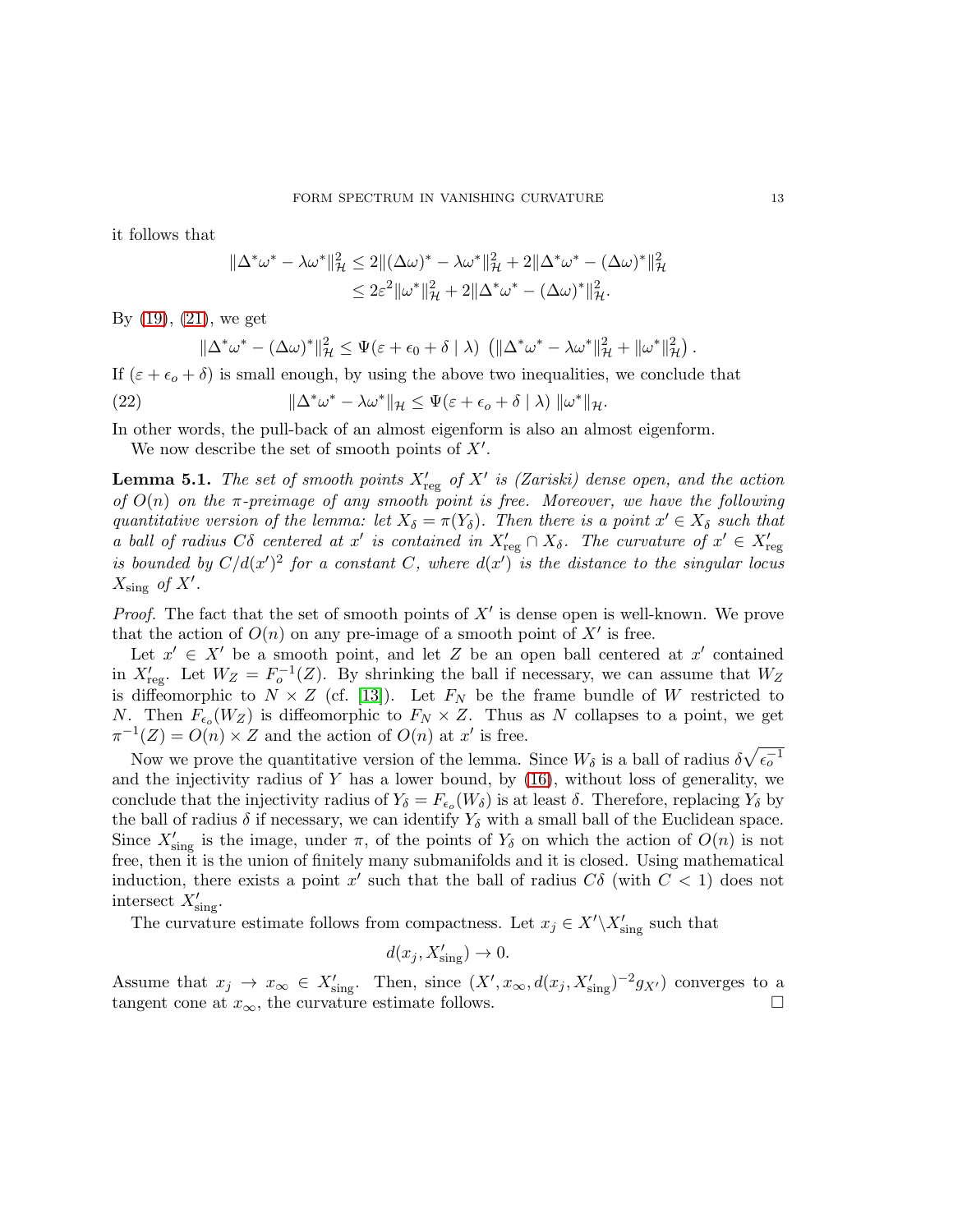it follows that

$$\begin{aligned}\|\Delta^*\omega^* - \lambda\omega^*\|_{\mathcal{H}}^2 &\le 2\|(\Delta\omega)^* - \lambda\omega^*\|_{\mathcal{H}}^2 + 2\|\Delta^*\omega^* - (\Delta\omega)^*\|_{\mathcal{H}}^2 \\ &\le 2\varepsilon^2\|\omega^*\|_{\mathcal{H}}^2 + 2\|\Delta^*\omega^* - (\Delta\omega)^*\|_{\mathcal{H}}^2.\end{aligned}$$

By (19), (21), we get

$$\|\Delta^*\omega^* - (\Delta\omega)^*\|_{\mathcal{H}}^2 \le \Psi(\varepsilon + \epsilon_0 + \delta \mid \lambda)\ \left(\|\Delta^*\omega^* - \lambda\omega^*\|_{\mathcal{H}}^2 + \|\omega^*\|_{\mathcal{H}}^2\right).$$

If $(\varepsilon + \epsilon_o + \delta)$ is small enough, by using the above two inequalities, we conclude that

$$\|\Delta^*\omega^* - \lambda\omega^*\|_{\mathcal{H}} \le \Psi(\varepsilon + \epsilon_o + \delta \mid \lambda)\ \|\omega^*\|_{\mathcal{H}}. \tag{22}$$

In other words, the pull-back of an almost eigenform is also an almost eigenform.

We now describe the set of smooth points of $X'$.

**Lemma 5.1.** *The set of smooth points $X'_{\text{reg}}$ of $X'$ is (Zariski) dense open, and the action of $O(n)$ on the $\pi$-preimage of any smooth point is free. Moreover, we have the following quantitative version of the lemma: let $X_\delta = \pi(Y_\delta)$. Then there is a point $x' \in X_\delta$ such that a ball of radius $C\delta$ centered at $x'$ is contained in $X'_{\text{reg}} \cap X_\delta$. The curvature of $x' \in X'_{\text{reg}}$ is bounded by $C/d(x')^2$ for a constant $C$, where $d(x')$ is the distance to the singular locus $X_{\text{sing}}$ of $X'$.*

*Proof.* The fact that the set of smooth points of $X'$ is dense open is well-known. We prove that the action of $O(n)$ on any pre-image of a smooth point of $X'$ is free.

Let $x' \in X'$ be a smooth point, and let $Z$ be an open ball centered at $x'$ contained in $X'_{\text{reg}}$. Let $W_Z = F_o^{-1}(Z)$. By shrinking the ball if necessary, we can assume that $W_Z$ is diffeomorphic to $N \times Z$ (cf. [13]). Let $F_N$ be the frame bundle of $W$ restricted to $N$. Then $F_{\epsilon_o}(W_Z)$ is diffeomorphic to $F_N \times Z$. Thus as $N$ collapses to a point, we get $\pi^{-1}(Z) = O(n) \times Z$ and the action of $O(n)$ at $x'$ is free.

Now we prove the quantitative version of the lemma. Since $W_\delta$ is a ball of radius $\delta\sqrt{\epsilon_o^{-1}}$ and the injectivity radius of $Y$ has a lower bound, by (16), without loss of generality, we conclude that the injectivity radius of $Y_\delta = F_{\epsilon_o}(W_\delta)$ is at least $\delta$. Therefore, replacing $Y_\delta$ by the ball of radius $\delta$ if necessary, we can identify $Y_\delta$ with a small ball of the Euclidean space. Since $X'_{\text{sing}}$ is the image, under $\pi$, of the points of $Y_\delta$ on which the action of $O(n)$ is not free, then it is the union of finitely many submanifolds and it is closed. Using mathematical induction, there exists a point $x'$ such that the ball of radius $C\delta$ (with $C < 1$) does not intersect $X'_{\text{sing}}$.

The curvature estimate follows from compactness. Let $x_j \in X' \backslash X'_{\text{sing}}$ such that

$$d(x_j, X'_{\text{sing}}) \to 0.$$

Assume that $x_j \to x_\infty \in X'_{\text{sing}}$. Then, since $(X', x_\infty, d(x_j, X'_{\text{sing}})^{-2} g_{X'})$ converges to a tangent cone at $x_\infty$, the curvature estimate follows. $\square$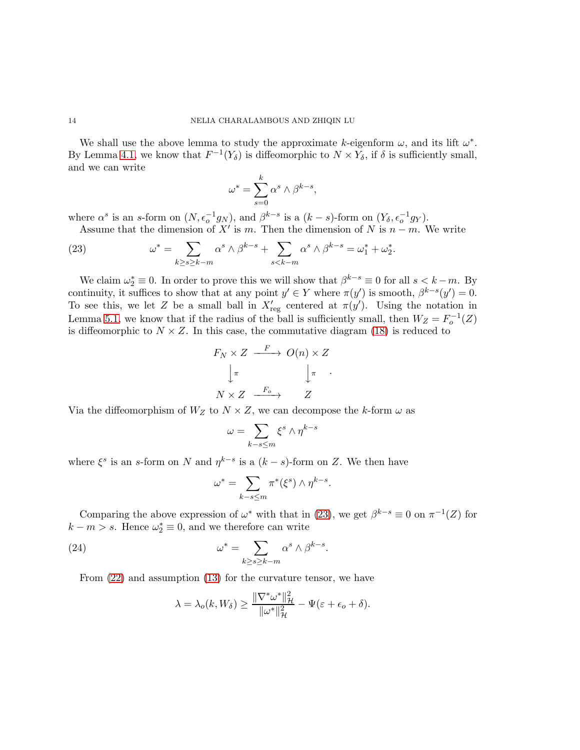We shall use the above lemma to study the approximate $k$-eigenform $\omega$, and its lift $\omega^*$. By Lemma 4.1, we know that $F^{-1}(Y_\delta)$ is diffeomorphic to $N \times Y_\delta$, if $\delta$ is sufficiently small, and we can write

$$\omega^* = \sum_{s=0}^{k} \alpha^s \wedge \beta^{k-s},$$

where $\alpha^s$ is an $s$-form on $(N, \epsilon_o^{-1} g_N)$, and $\beta^{k-s}$ is a $(k-s)$-form on $(Y_\delta, \epsilon_o^{-1} g_Y)$.

Assume that the dimension of $X'$ is $m$. Then the dimension of $N$ is $n-m$. We write

$$\omega^* = \sum_{k \geq s \geq k-m} \alpha^s \wedge \beta^{k-s} + \sum_{s < k-m} \alpha^s \wedge \beta^{k-s} = \omega_1^* + \omega_2^*. \tag{23}$$

We claim $\omega_2^* \equiv 0$. In order to prove this we will show that $\beta^{k-s} \equiv 0$ for all $s < k-m$. By continuity, it suffices to show that at any point $y' \in Y$ where $\pi(y')$ is smooth, $\beta^{k-s}(y') = 0$. To see this, we let $Z$ be a small ball in $X'_{\rm reg}$ centered at $\pi(y')$. Using the notation in Lemma 5.1, we know that if the radius of the ball is sufficiently small, then $W_Z = F_o^{-1}(Z)$ is diffeomorphic to $N \times Z$. In this case, the commutative diagram (18) is reduced to

$$\begin{array}{ccc} F_N \times Z & \xrightarrow{F} & O(n) \times Z \\ \big\downarrow \pi & & \big\downarrow \pi \\ N \times Z & \xrightarrow{F_o} & Z \end{array}.$$

Via the diffeomorphism of $W_Z$ to $N \times Z$, we can decompose the $k$-form $\omega$ as

$$\omega = \sum_{k-s \leq m} \xi^s \wedge \eta^{k-s}$$

where $\xi^s$ is an $s$-form on $N$ and $\eta^{k-s}$ is a $(k-s)$-form on $Z$. We then have

$$\omega^* = \sum_{k-s \leq m} \pi^*(\xi^s) \wedge \eta^{k-s}.$$

Comparing the above expression of $\omega^*$ with that in (23), we get $\beta^{k-s} \equiv 0$ on $\pi^{-1}(Z)$ for $k - m > s$. Hence $\omega_2^* \equiv 0$, and we therefore can write

$$\omega^* = \sum_{k \geq s \geq k-m} \alpha^s \wedge \beta^{k-s}. \tag{24}$$

From (22) and assumption (13) for the curvature tensor, we have

$$\lambda = \lambda_o(k, W_\delta) \geq \frac{\|\nabla^* \omega^*\|^2_{\mathcal{H}}}{\|\omega^*\|^2_{\mathcal{H}}} - \Psi(\varepsilon + \epsilon_o + \delta).$$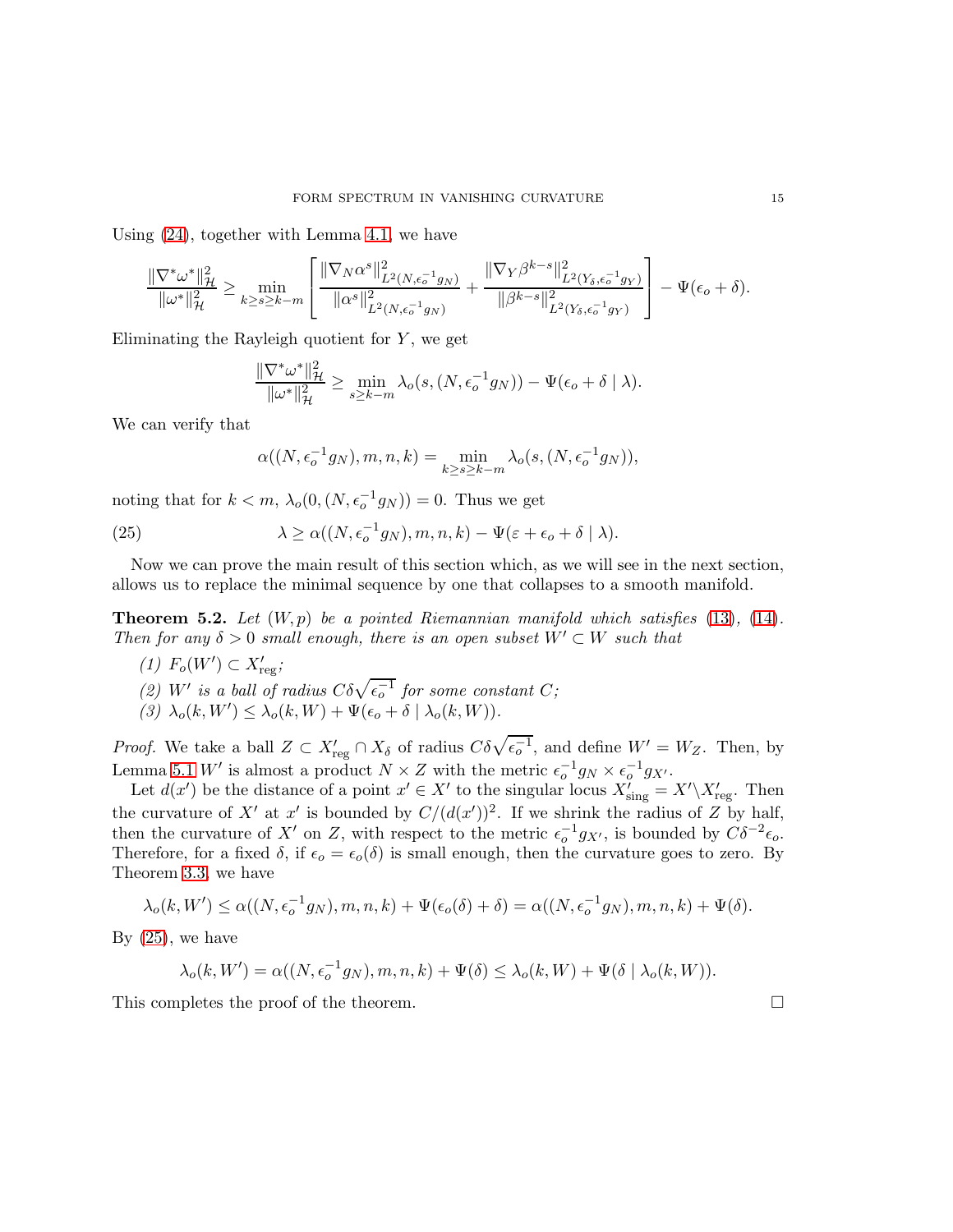Using (24), together with Lemma 4.1, we have

$$\frac{\|\nabla^*\omega^*\|^2_{\mathcal{H}}}{\|\omega^*\|^2_{\mathcal{H}}} \geq \min_{k\geq s\geq k-m}\left[\frac{\|\nabla_N \alpha^s\|^2_{L^2(N,\epsilon_o^{-1}g_N)}}{\|\alpha^s\|^2_{L^2(N,\epsilon_o^{-1}g_N)}} + \frac{\|\nabla_Y \beta^{k-s}\|^2_{L^2(Y_\delta,\epsilon_o^{-1}g_Y)}}{\|\beta^{k-s}\|^2_{L^2(Y_\delta,\epsilon_o^{-1}g_Y)}}\right] - \Psi(\epsilon_o+\delta).$$

Eliminating the Rayleigh quotient for $Y$, we get

$$\frac{\|\nabla^*\omega^*\|^2_{\mathcal{H}}}{\|\omega^*\|^2_{\mathcal{H}}} \geq \min_{s\geq k-m} \lambda_o(s,(N,\epsilon_o^{-1}g_N)) - \Psi(\epsilon_o+\delta \mid \lambda).$$

We can verify that

$$\alpha((N,\epsilon_o^{-1}g_N),m,n,k) = \min_{k\geq s\geq k-m}\lambda_o(s,(N,\epsilon_o^{-1}g_N)),$$

noting that for $k<m$, $\lambda_o(0,(N,\epsilon_o^{-1}g_N))=0$. Thus we get

$$\lambda \geq \alpha((N,\epsilon_o^{-1}g_N),m,n,k) - \Psi(\varepsilon+\epsilon_o+\delta \mid \lambda). \tag{25}$$

Now we can prove the main result of this section which, as we will see in the next section, allows us to replace the minimal sequence by one that collapses to a smooth manifold.

**Theorem 5.2.** *Let $(W,p)$ be a pointed Riemannian manifold which satisfies (13), (14). Then for any $\delta>0$ small enough, there is an open subset $W'\subset W$ such that*

*(1) $F_o(W')\subset X'_{\rm reg}$;*
*(2) $W'$ is a ball of radius $C\delta\sqrt{\epsilon_o^{-1}}$ for some constant $C$;*
*(3) $\lambda_o(k,W')\leq \lambda_o(k,W)+\Psi(\epsilon_o+\delta\mid\lambda_o(k,W))$.*

*Proof.* We take a ball $Z\subset X'_{\rm reg}\cap X_\delta$ of radius $C\delta\sqrt{\epsilon_o^{-1}}$, and define $W'=W_Z$. Then, by Lemma 5.1 $W'$ is almost a product $N\times Z$ with the metric $\epsilon_o^{-1}g_N\times\epsilon_o^{-1}g_{X'}$.

Let $d(x')$ be the distance of a point $x'\in X'$ to the singular locus $X'_{\rm sing}=X'\backslash X'_{\rm reg}$. Then the curvature of $X'$ at $x'$ is bounded by $C/(d(x'))^2$. If we shrink the radius of $Z$ by half, then the curvature of $X'$ on $Z$, with respect to the metric $\epsilon_o^{-1}g_{X'}$, is bounded by $C\delta^{-2}\epsilon_o$. Therefore, for a fixed $\delta$, if $\epsilon_o=\epsilon_o(\delta)$ is small enough, then the curvature goes to zero. By Theorem 3.3, we have

$$\lambda_o(k,W')\leq \alpha((N,\epsilon_o^{-1}g_N),m,n,k)+\Psi(\epsilon_o(\delta)+\delta) = \alpha((N,\epsilon_o^{-1}g_N),m,n,k)+\Psi(\delta).$$

By (25), we have

$$\lambda_o(k,W') = \alpha((N,\epsilon_o^{-1}g_N),m,n,k)+\Psi(\delta)\leq \lambda_o(k,W)+\Psi(\delta\mid\lambda_o(k,W)).$$

This completes the proof of the theorem. $\square$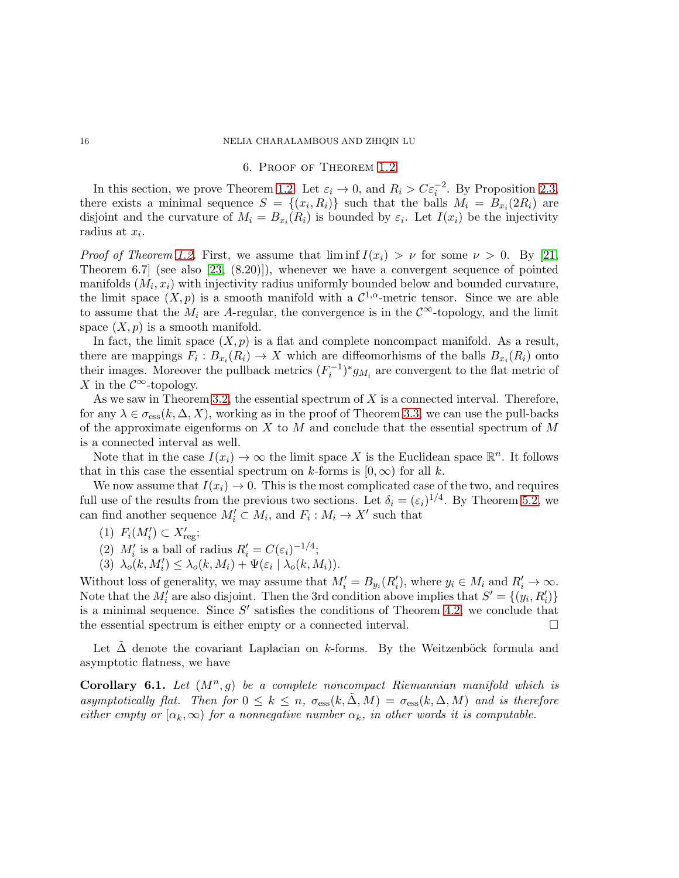## 6. Proof of Theorem 1.2

In this section, we prove Theorem 1.2. Let $\varepsilon_i \to 0$, and $R_i > C\varepsilon_i^{-2}$. By Proposition 2.3, there exists a minimal sequence $S = \{(x_i, R_i)\}$ such that the balls $M_i = B_{x_i}(2R_i)$ are disjoint and the curvature of $M_i = B_{x_i}(R_i)$ is bounded by $\varepsilon_i$. Let $I(x_i)$ be the injectivity radius at $x_i$.

*Proof of Theorem 1.2.* First, we assume that $\liminf I(x_i) > \nu$ for some $\nu > 0$. By [21, Theorem 6.7] (see also [23, (8.20)]), whenever we have a convergent sequence of pointed manifolds $(M_i, x_i)$ with injectivity radius uniformly bounded below and bounded curvature, the limit space $(X, p)$ is a smooth manifold with a $\mathcal{C}^{1,\alpha}$-metric tensor. Since we are able to assume that the $M_i$ are $A$-regular, the convergence is in the $\mathcal{C}^\infty$-topology, and the limit space $(X, p)$ is a smooth manifold.

In fact, the limit space $(X, p)$ is a flat and complete noncompact manifold. As a result, there are mappings $F_i : B_{x_i}(R_i) \to X$ which are diffeomorphisms of the balls $B_{x_i}(R_i)$ onto their images. Moreover the pullback metrics $(F_i^{-1})^* g_{M_i}$ are convergent to the flat metric of $X$ in the $\mathcal{C}^\infty$-topology.

As we saw in Theorem 3.2, the essential spectrum of $X$ is a connected interval. Therefore, for any $\lambda \in \sigma_{\mathrm{ess}}(k, \Delta, X)$, working as in the proof of Theorem 3.3, we can use the pull-backs of the approximate eigenforms on $X$ to $M$ and conclude that the essential spectrum of $M$ is a connected interval as well.

Note that in the case $I(x_i) \to \infty$ the limit space $X$ is the Euclidean space $\mathbb{R}^n$. It follows that in this case the essential spectrum on $k$-forms is $[0, \infty)$ for all $k$.

We now assume that $I(x_i) \to 0$. This is the most complicated case of the two, and requires full use of the results from the previous two sections. Let $\delta_i = (\varepsilon_i)^{1/4}$. By Theorem 5.2, we can find another sequence $M_i' \subset M_i$, and $F_i : M_i \to X'$ such that

1. $F_i(M_i') \subset X'_{\mathrm{reg}}$;
2. $M_i'$ is a ball of radius $R_i' = C(\varepsilon_i)^{-1/4}$;
3. $\lambda_o(k, M_i') \le \lambda_o(k, M_i) + \Psi(\varepsilon_i \mid \lambda_o(k, M_i))$.

Without loss of generality, we may assume that $M_i' = B_{y_i}(R_i')$, where $y_i \in M_i$ and $R_i' \to \infty$. Note that the $M_i'$ are also disjoint. Then the 3rd condition above implies that $S' = \{(y_i, R_i')\}$ is a minimal sequence. Since $S'$ satisfies the conditions of Theorem 4.2, we conclude that the essential spectrum is either empty or a connected interval. $\square$

Let $\tilde{\Delta}$ denote the covariant Laplacian on $k$-forms. By the Weitzenböck formula and asymptotic flatness, we have

**Corollary 6.1.** *Let $(M^n, g)$ be a complete noncompact Riemannian manifold which is asymptotically flat. Then for $0 \le k \le n$, $\sigma_{\mathrm{ess}}(k, \tilde{\Delta}, M) = \sigma_{\mathrm{ess}}(k, \Delta, M)$ and is therefore either empty or $[\alpha_k, \infty)$ for a nonnegative number $\alpha_k$, in other words it is computable.*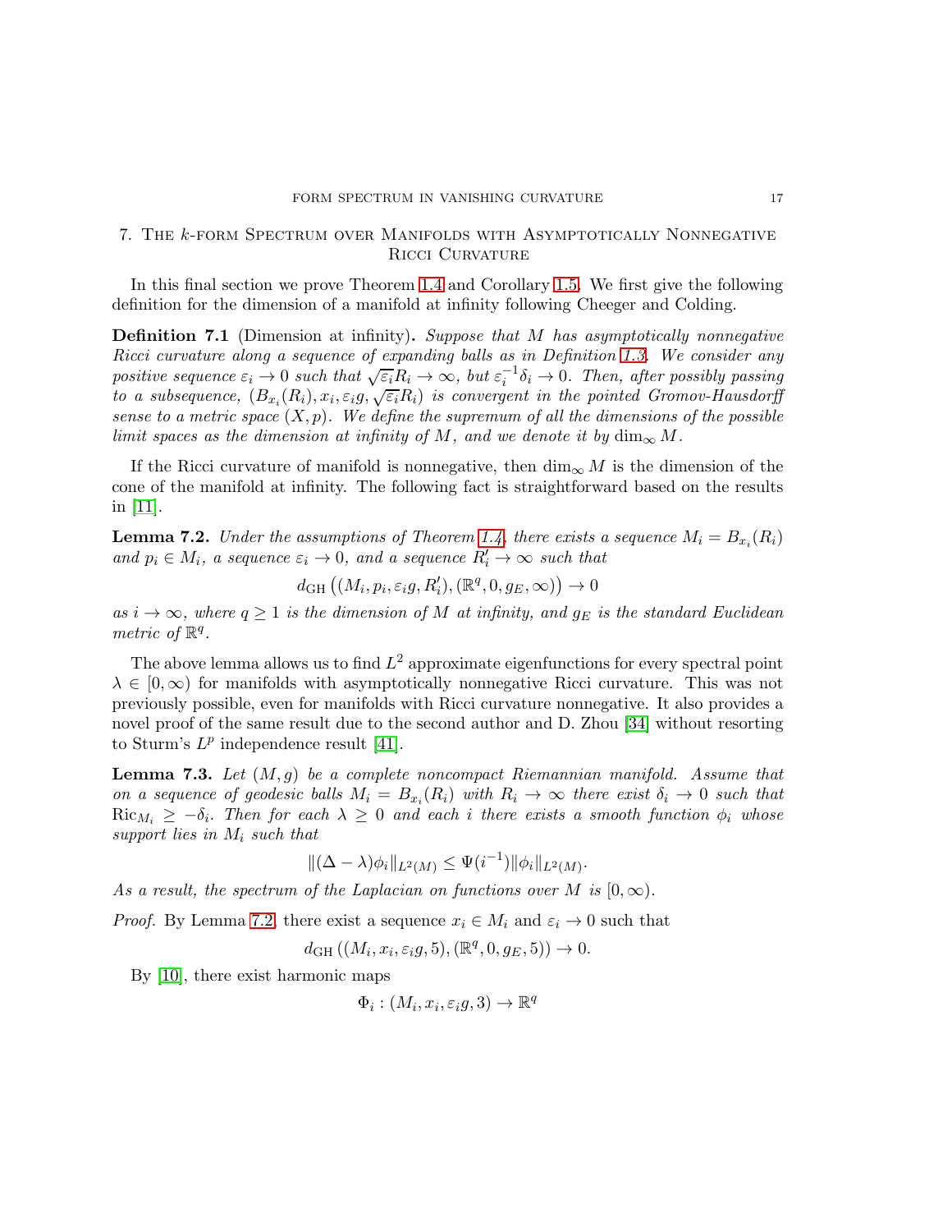## 7. The $k$-form Spectrum over Manifolds with Asymptotically Nonnegative Ricci Curvature

In this final section we prove Theorem 1.4 and Corollary 1.5. We first give the following definition for the dimension of a manifold at infinity following Cheeger and Colding.

**Definition 7.1** (Dimension at infinity)**.** *Suppose that $M$ has asymptotically nonnegative Ricci curvature along a sequence of expanding balls as in Definition 1.3. We consider any positive sequence $\varepsilon_i \to 0$ such that $\sqrt{\varepsilon_i} R_i \to \infty$, but $\varepsilon_i^{-1}\delta_i \to 0$. Then, after possibly passing to a subsequence, $(B_{x_i}(R_i), x_i, \varepsilon_i g, \sqrt{\varepsilon_i} R_i)$ is convergent in the pointed Gromov-Hausdorff sense to a metric space $(X, p)$. We define the supremum of all the dimensions of the possible limit spaces as the dimension at infinity of $M$, and we denote it by $\dim_\infty M$.*

If the Ricci curvature of manifold is nonnegative, then $\dim_\infty M$ is the dimension of the cone of the manifold at infinity. The following fact is straightforward based on the results in [11].

**Lemma 7.2.** *Under the assumptions of Theorem 1.4, there exists a sequence $M_i = B_{x_i}(R_i)$ and $p_i \in M_i$, a sequence $\varepsilon_i \to 0$, and a sequence $R_i' \to \infty$ such that*

$$d_{\mathrm{GH}}\left((M_i, p_i, \varepsilon_i g, R_i'), (\mathbb{R}^q, 0, g_E, \infty)\right) \to 0$$

*as $i \to \infty$, where $q \geq 1$ is the dimension of $M$ at infinity, and $g_E$ is the standard Euclidean metric of $\mathbb{R}^q$.*

The above lemma allows us to find $L^2$ approximate eigenfunctions for every spectral point $\lambda \in [0, \infty)$ for manifolds with asymptotically nonnegative Ricci curvature. This was not previously possible, even for manifolds with Ricci curvature nonnegative. It also provides a novel proof of the same result due to the second author and D. Zhou [34] without resorting to Sturm's $L^p$ independence result [41].

**Lemma 7.3.** *Let $(M, g)$ be a complete noncompact Riemannian manifold. Assume that on a sequence of geodesic balls $M_i = B_{x_i}(R_i)$ with $R_i \to \infty$ there exist $\delta_i \to 0$ such that $\mathrm{Ric}_{M_i} \geq -\delta_i$. Then for each $\lambda \geq 0$ and each $i$ there exists a smooth function $\phi_i$ whose support lies in $M_i$ such that*

$$\|(\Delta - \lambda)\phi_i\|_{L^2(M)} \leq \Psi(i^{-1})\|\phi_i\|_{L^2(M)}.$$

*As a result, the spectrum of the Laplacian on functions over $M$ is $[0, \infty)$.*

*Proof.* By Lemma 7.2, there exist a sequence $x_i \in M_i$ and $\varepsilon_i \to 0$ such that

$$d_{\mathrm{GH}}\left((M_i, x_i, \varepsilon_i g, 5), (\mathbb{R}^q, 0, g_E, 5)\right) \to 0.$$

By [10], there exist harmonic maps

$$\Phi_i : (M_i, x_i, \varepsilon_i g, 3) \to \mathbb{R}^q$$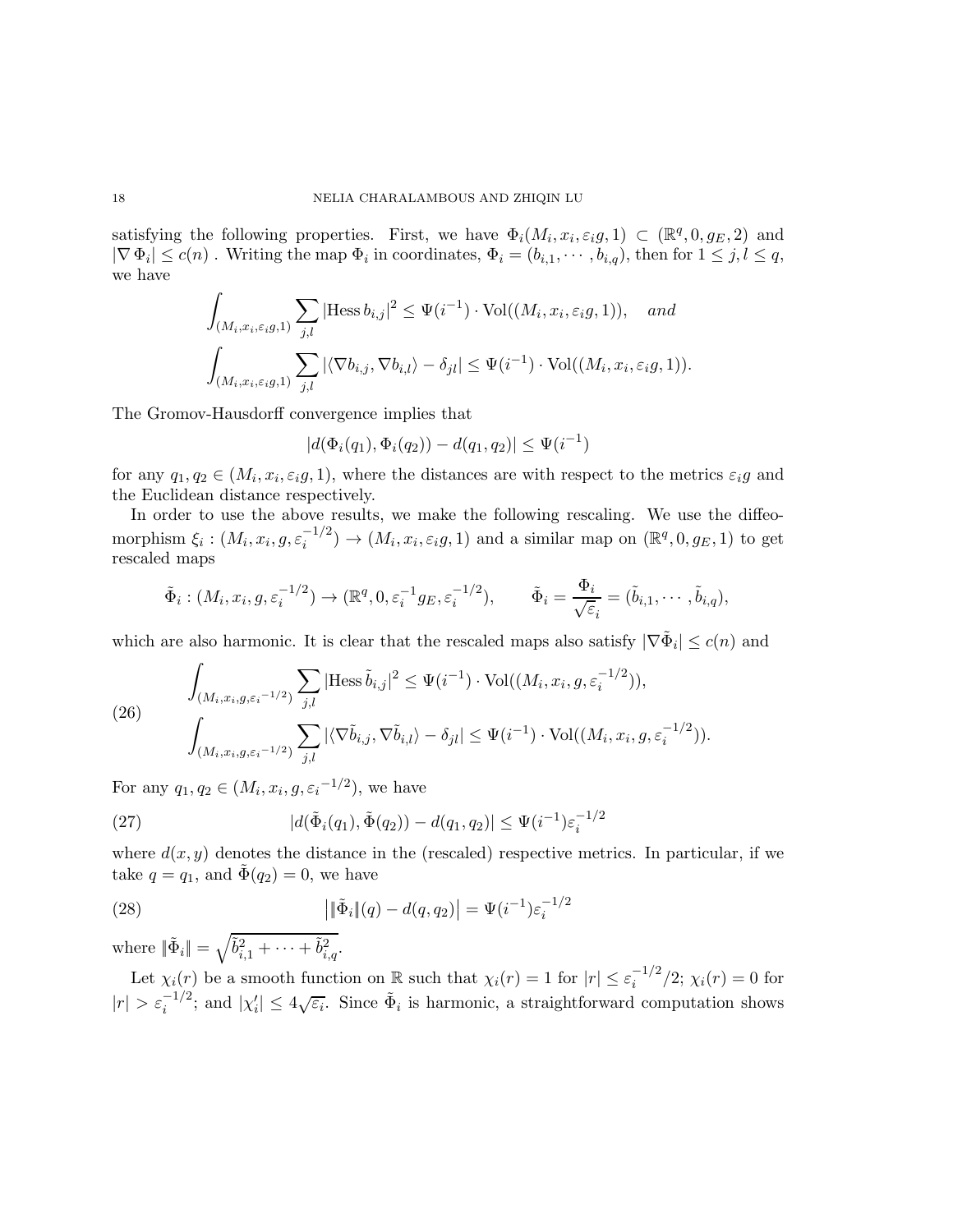satisfying the following properties. First, we have $\Phi_i(M_i, x_i, \varepsilon_i g, 1) \subset (\mathbb{R}^q, 0, g_E, 2)$ and $|\nabla \Phi_i| \le c(n)$ . Writing the map $\Phi_i$ in coordinates, $\Phi_i = (b_{i,1}, \cdots, b_{i,q})$, then for $1 \le j, l \le q$, we have

$$\int_{(M_i,x_i,\varepsilon_i g,1)} \sum_{j,l} |\text{Hess}\, b_{i,j}|^2 \le \Psi(i^{-1}) \cdot \text{Vol}((M_i, x_i, \varepsilon_i g, 1)), \quad and$$

$$\int_{(M_i,x_i,\varepsilon_i g,1)} \sum_{j,l} |\langle \nabla b_{i,j}, \nabla b_{i,l}\rangle - \delta_{jl}| \le \Psi(i^{-1}) \cdot \text{Vol}((M_i, x_i, \varepsilon_i g, 1)).$$

The Gromov-Hausdorff convergence implies that

$$|d(\Phi_i(q_1), \Phi_i(q_2)) - d(q_1, q_2)| \le \Psi(i^{-1})$$

for any $q_1, q_2 \in (M_i, x_i, \varepsilon_i g, 1)$, where the distances are with respect to the metrics $\varepsilon_i g$ and the Euclidean distance respectively.

In order to use the above results, we make the following rescaling. We use the diffeomorphism $\xi_i : (M_i, x_i, g, \varepsilon_i^{-1/2}) \to (M_i, x_i, \varepsilon_i g, 1)$ and a similar map on $(\mathbb{R}^q, 0, g_E, 1)$ to get rescaled maps

$$\tilde{\Phi}_i : (M_i, x_i, g, \varepsilon_i^{-1/2}) \to (\mathbb{R}^q, 0, \varepsilon_i^{-1} g_E, \varepsilon_i^{-1/2}), \qquad \tilde{\Phi}_i = \frac{\Phi_i}{\sqrt{\varepsilon_i}} = (\tilde{b}_{i,1}, \cdots, \tilde{b}_{i,q}),$$

which are also harmonic. It is clear that the rescaled maps also satisfy $|\nabla \tilde{\Phi}_i| \le c(n)$ and

$$\begin{aligned} &\int_{(M_i,x_i,g,\varepsilon_i{}^{-1/2})} \sum_{j,l} |\text{Hess}\, \tilde{b}_{i,j}|^2 \le \Psi(i^{-1}) \cdot \text{Vol}((M_i, x_i, g, \varepsilon_i^{-1/2})), \\ &\int_{(M_i,x_i,g,\varepsilon_i{}^{-1/2})} \sum_{j,l} |\langle \nabla \tilde{b}_{i,j}, \nabla \tilde{b}_{i,l}\rangle - \delta_{jl}| \le \Psi(i^{-1}) \cdot \text{Vol}((M_i, x_i, g, \varepsilon_i^{-1/2})). \end{aligned} \tag{26}$$

For any $q_1, q_2 \in (M_i, x_i, g, \varepsilon_i{}^{-1/2})$, we have

$$|d(\tilde{\Phi}_i(q_1), \tilde{\Phi}(q_2)) - d(q_1, q_2)| \le \Psi(i^{-1})\varepsilon_i^{-1/2} \tag{27}$$

where $d(x, y)$ denotes the distance in the (rescaled) respective metrics. In particular, if we take $q = q_1$, and $\tilde{\Phi}(q_2) = 0$, we have

$$\big| \|\tilde{\Phi}_i\|(q) - d(q, q_2) \big| = \Psi(i^{-1})\varepsilon_i^{-1/2} \tag{28}$$

where $\|\tilde{\Phi}_i\| = \sqrt{\tilde{b}_{i,1}^2 + \cdots + \tilde{b}_{i,q}^2}$.

Let $\chi_i(r)$ be a smooth function on $\mathbb{R}$ such that $\chi_i(r) = 1$ for $|r| \le \varepsilon_i^{-1/2}/2$; $\chi_i(r) = 0$ for $|r| > \varepsilon_i^{-1/2}$; and $|\chi_i'| \le 4\sqrt{\varepsilon_i}$. Since $\tilde{\Phi}_i$ is harmonic, a straightforward computation shows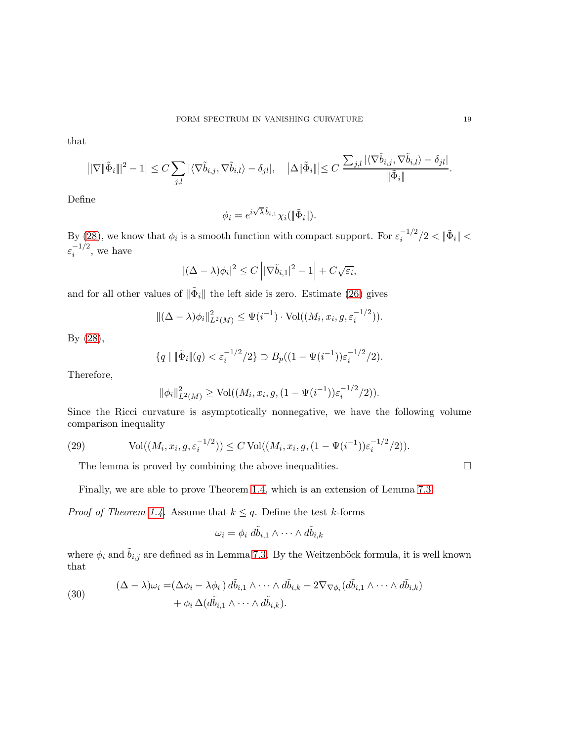that

$$\left||\nabla\|\tilde{\Phi}_i\||^2 - 1\right| \leq C\sum_{j,l} |\langle \nabla\tilde{b}_{i,j}, \nabla\tilde{b}_{i,l}\rangle - \delta_{jl}|, \quad \left|\Delta\|\tilde{\Phi}_i\|\right| \leq C\,\frac{\sum_{j,l} |\langle \nabla\tilde{b}_{i,j}, \nabla\tilde{b}_{i,l}\rangle - \delta_{jl}|}{\|\tilde{\Phi}_i\|}.$$

Define

$$\phi_i = e^{i\sqrt{\lambda}\tilde{b}_{i,1}}\chi_i(\|\tilde{\Phi}_i\|).$$

By (28), we know that $\phi_i$ is a smooth function with compact support. For $\varepsilon_i^{-1/2}/2 < \|\tilde{\Phi}_i\| < \varepsilon_i^{-1/2}$, we have

$$|(\Delta - \lambda)\phi_i|^2 \leq C\left||\nabla\tilde{b}_{i,1}|^2 - 1\right| + C\sqrt{\varepsilon_i},$$

and for all other values of $\|\tilde{\Phi}_i\|$ the left side is zero. Estimate (26) gives

$$\|(\Delta - \lambda)\phi_i\|^2_{L^2(M)} \leq \Psi(i^{-1}) \cdot \mathrm{Vol}((M_i, x_i, g, \varepsilon_i^{-1/2})).$$

By (28),

$$\{q \mid \|\tilde{\Phi}_i\|(q) < \varepsilon_i^{-1/2}/2\} \supset B_p((1 - \Psi(i^{-1}))\varepsilon_i^{-1/2}/2).$$

Therefore,

$$\|\phi_i\|^2_{L^2(M)} \geq \mathrm{Vol}((M_i, x_i, g, (1 - \Psi(i^{-1}))\varepsilon_i^{-1/2}/2)).$$

Since the Ricci curvature is asymptotically nonnegative, we have the following volume comparison inequality

$$\mathrm{Vol}((M_i, x_i, g, \varepsilon_i^{-1/2})) \leq C\,\mathrm{Vol}((M_i, x_i, g, (1 - \Psi(i^{-1}))\varepsilon_i^{-1/2}/2)). \tag{29}$$

The lemma is proved by combining the above inequalities. $\square$

Finally, we are able to prove Theorem 1.4, which is an extension of Lemma 7.3.

*Proof of Theorem 1.4.* Assume that $k \leq q$. Define the test $k$-forms

$$\omega_i = \phi_i\; d\tilde{b}_{i,1} \wedge \cdots \wedge d\tilde{b}_{i,k}$$

where $\phi_i$ and $\tilde{b}_{i,j}$ are defined as in Lemma 7.3. By the Weitzenböck formula, it is well known that

$$\begin{aligned}(\Delta - \lambda)\omega_i =& (\Delta\phi_i - \lambda\phi_i)\, d\tilde{b}_{i,1} \wedge \cdots \wedge d\tilde{b}_{i,k} - 2\nabla_{\nabla\phi_i}(d\tilde{b}_{i,1} \wedge \cdots \wedge d\tilde{b}_{i,k}) \\ &+ \phi_i\, \Delta(d\tilde{b}_{i,1} \wedge \cdots \wedge d\tilde{b}_{i,k}).\end{aligned} \tag{30}$$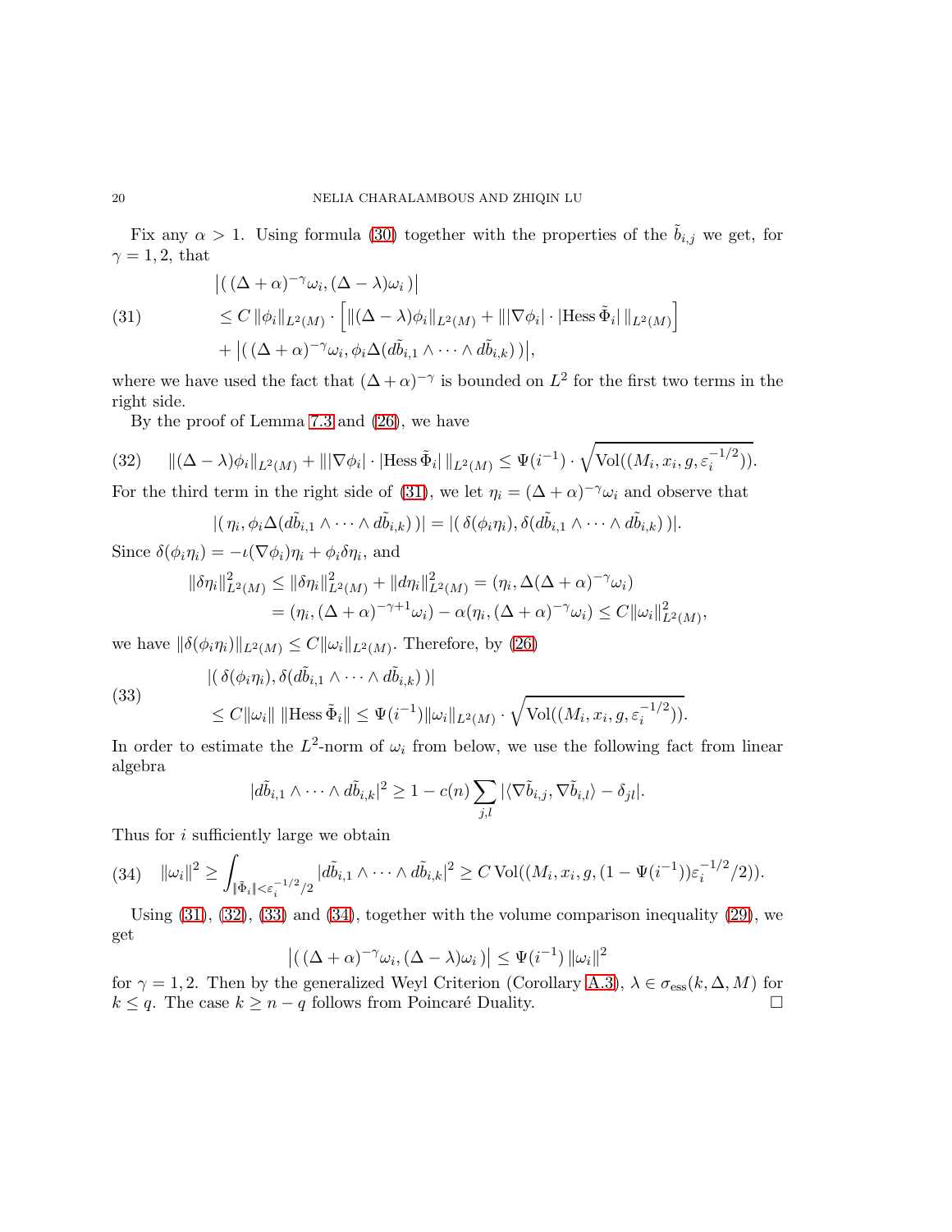Fix any $\alpha > 1$. Using formula (30) together with the properties of the $\tilde{b}_{i,j}$ we get, for $\gamma = 1, 2$, that

$$
\begin{aligned}
&\left|\left( (\Delta+\alpha)^{-\gamma}\omega_i, (\Delta-\lambda)\omega_i \right)\right| \\
(31) \qquad &\leq C\,\|\phi_i\|_{L^2(M)} \cdot \Big[ \|(\Delta-\lambda)\phi_i\|_{L^2(M)} + \| |\nabla\phi_i| \cdot |\mathrm{Hess}\,\tilde{\Phi}_i| \,\|_{L^2(M)} \Big] \\
&\quad + \left|\left( (\Delta+\alpha)^{-\gamma}\omega_i, \phi_i \Delta(d\tilde{b}_{i,1}\wedge\cdots\wedge d\tilde{b}_{i,k}) \right)\right|,
\end{aligned}
$$

where we have used the fact that $(\Delta+\alpha)^{-\gamma}$ is bounded on $L^2$ for the first two terms in the right side.

By the proof of Lemma 7.3 and (26), we have

$$
(32) \qquad \|(\Delta-\lambda)\phi_i\|_{L^2(M)} + \| |\nabla\phi_i| \cdot |\mathrm{Hess}\,\tilde{\Phi}_i| \,\|_{L^2(M)} \leq \Psi(i^{-1}) \cdot \sqrt{\mathrm{Vol}((M_i, x_i, g, \varepsilon_i^{-1/2}))}.
$$

For the third term in the right side of (31), we let $\eta_i = (\Delta+\alpha)^{-\gamma}\omega_i$ and observe that

$$
|(\, \eta_i, \phi_i \Delta(d\tilde{b}_{i,1}\wedge\cdots\wedge d\tilde{b}_{i,k}) \,)| = |(\, \delta(\phi_i\eta_i), \delta(d\tilde{b}_{i,1}\wedge\cdots\wedge d\tilde{b}_{i,k}) \,)|.
$$

Since $\delta(\phi_i\eta_i) = -\iota(\nabla\phi_i)\eta_i + \phi_i\delta\eta_i$, and

$$
\begin{aligned}
\|\delta\eta_i\|^2_{L^2(M)} &\leq \|\delta\eta_i\|^2_{L^2(M)} + \|d\eta_i\|^2_{L^2(M)} = (\eta_i, \Delta(\Delta+\alpha)^{-\gamma}\omega_i) \\
&= (\eta_i, (\Delta+\alpha)^{-\gamma+1}\omega_i) - \alpha(\eta_i, (\Delta+\alpha)^{-\gamma}\omega_i) \leq C\|\omega_i\|^2_{L^2(M)},
\end{aligned}
$$

we have $\|\delta(\phi_i\eta_i)\|_{L^2(M)} \leq C\|\omega_i\|_{L^2(M)}$. Therefore, by (26)

$$
\begin{aligned}
&|(\, \delta(\phi_i\eta_i), \delta(d\tilde{b}_{i,1}\wedge\cdots\wedge d\tilde{b}_{i,k}) \,)| \\
(33) \qquad &\leq C\|\omega_i\| \, \|\mathrm{Hess}\,\tilde{\Phi}_i\| \leq \Psi(i^{-1})\|\omega_i\|_{L^2(M)} \cdot \sqrt{\mathrm{Vol}((M_i, x_i, g, \varepsilon_i^{-1/2}))}.
\end{aligned}
$$

In order to estimate the $L^2$-norm of $\omega_i$ from below, we use the following fact from linear algebra

$$
|d\tilde{b}_{i,1}\wedge\cdots\wedge d\tilde{b}_{i,k}|^2 \geq 1 - c(n)\sum_{j,l} |\langle \nabla\tilde{b}_{i,j}, \nabla\tilde{b}_{i,l}\rangle - \delta_{jl}|.
$$

Thus for $i$ sufficiently large we obtain

$$
(34) \quad \|\omega_i\|^2 \geq \int_{\|\tilde{\Phi}_i\| < \varepsilon_i^{-1/2}/2} |d\tilde{b}_{i,1}\wedge\cdots\wedge d\tilde{b}_{i,k}|^2 \geq C\,\mathrm{Vol}((M_i, x_i, g, (1-\Psi(i^{-1}))\varepsilon_i^{-1/2}/2)).
$$

Using (31), (32), (33) and (34), together with the volume comparison inequality (29), we get

$$
\left|\left( (\Delta+\alpha)^{-\gamma}\omega_i, (\Delta-\lambda)\omega_i \right)\right| \leq \Psi(i^{-1})\, \|\omega_i\|^2
$$

for $\gamma = 1, 2$. Then by the generalized Weyl Criterion (Corollary A.3), $\lambda \in \sigma_{\mathrm{ess}}(k, \Delta, M)$ for $k \leq q$. The case $k \geq n - q$ follows from Poincaré Duality. □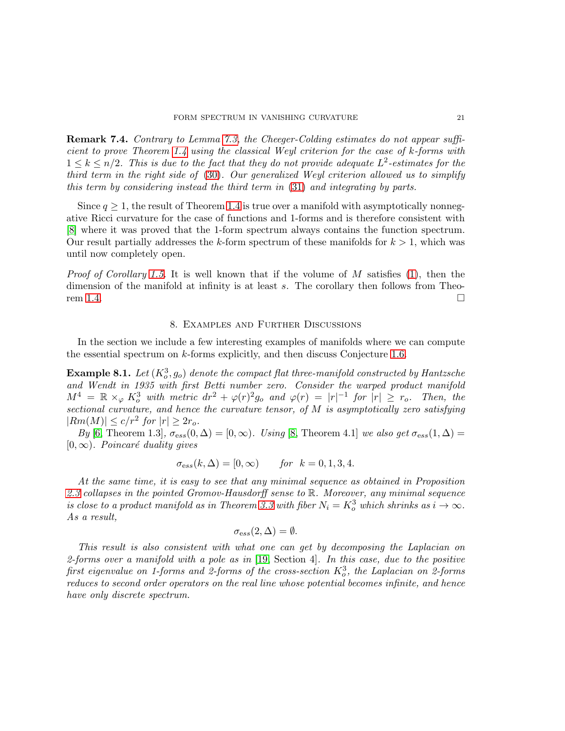**Remark 7.4.** *Contrary to Lemma 7.3, the Cheeger-Colding estimates do not appear sufficient to prove Theorem 1.4 using the classical Weyl criterion for the case of $k$-forms with $1 \leq k \leq n/2$. This is due to the fact that they do not provide adequate $L^2$-estimates for the third term in the right side of (30). Our generalized Weyl criterion allowed us to simplify this term by considering instead the third term in (31) and integrating by parts.*

Since $q \geq 1$, the result of Theorem 1.4 is true over a manifold with asymptotically nonnegative Ricci curvature for the case of functions and 1-forms and is therefore consistent with [8] where it was proved that the 1-form spectrum always contains the function spectrum. Our result partially addresses the $k$-form spectrum of these manifolds for $k > 1$, which was until now completely open.

*Proof of Corollary 1.5.* It is well known that if the volume of $M$ satisfies (1), then the dimension of the manifold at infinity is at least $s$. The corollary then follows from Theorem 1.4. $\square$

## 8. Examples and Further Discussions

In the section we include a few interesting examples of manifolds where we can compute the essential spectrum on $k$-forms explicitly, and then discuss Conjecture 1.6.

**Example 8.1.** *Let $(K_o^3, g_o)$ denote the compact flat three-manifold constructed by Hantzsche and Wendt in 1935 with first Betti number zero. Consider the warped product manifold $M^4 = \mathbb{R} \times_\varphi K_o^3$ with metric $dr^2 + \varphi(r)^2 g_o$ and $\varphi(r) = |r|^{-1}$ for $|r| \geq r_o$. Then, the sectional curvature, and hence the curvature tensor, of $M$ is asymptotically zero satisfying $|Rm(M)| \leq c/r^2$ for $|r| \geq 2r_o$.*

*By [6, Theorem 1.3], $\sigma_{\mathrm{ess}}(0, \Delta) = [0, \infty)$. Using [8, Theorem 4.1] we also get $\sigma_{\mathrm{ess}}(1, \Delta) = [0, \infty)$. Poincaré duality gives*

$$\sigma_{\mathrm{ess}}(k, \Delta) = [0, \infty) \qquad \text{for} \quad k = 0, 1, 3, 4.$$

*At the same time, it is easy to see that any minimal sequence as obtained in Proposition 2.3 collapses in the pointed Gromov-Hausdorff sense to $\mathbb{R}$. Moreover, any minimal sequence is close to a product manifold as in Theorem 3.3 with fiber $N_i = K_o^3$ which shrinks as $i \to \infty$. As a result,*

$$\sigma_{\mathrm{ess}}(2, \Delta) = \emptyset.$$

*This result is also consistent with what one can get by decomposing the Laplacian on 2-forms over a manifold with a pole as in [19, Section 4]. In this case, due to the positive first eigenvalue on 1-forms and 2-forms of the cross-section $K_o^3$, the Laplacian on 2-forms reduces to second order operators on the real line whose potential becomes infinite, and hence have only discrete spectrum.*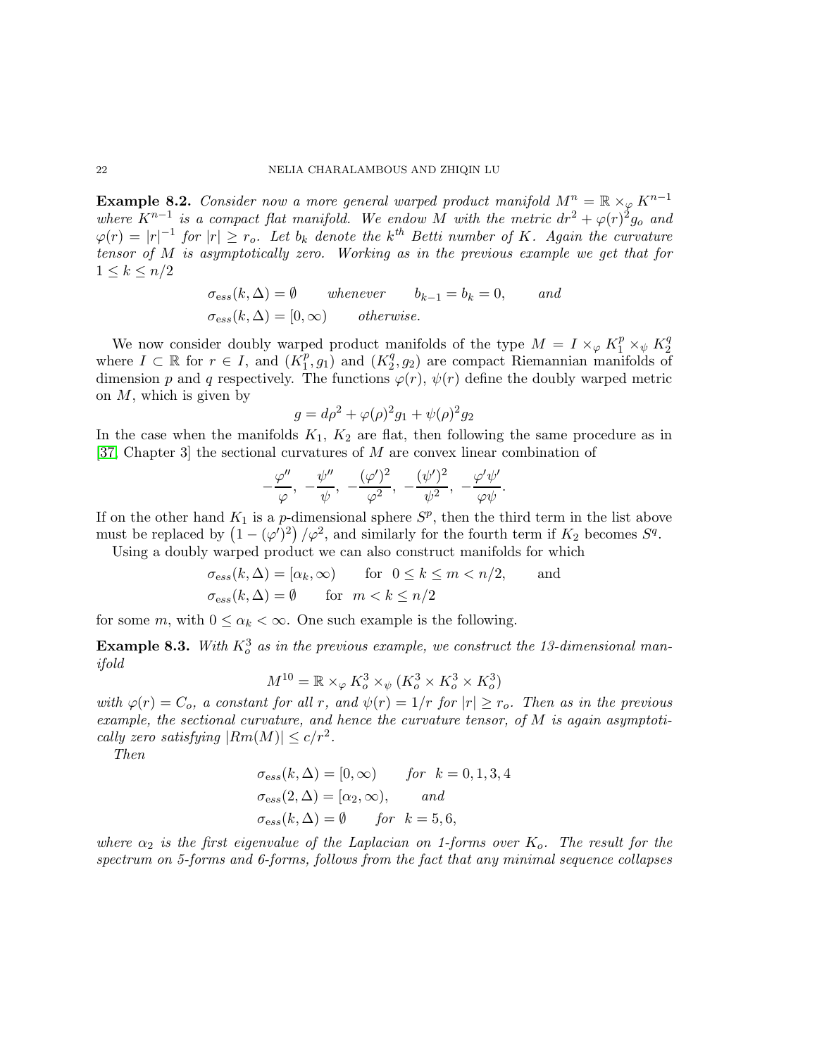**Example 8.2.** *Consider now a more general warped product manifold $M^n = \mathbb{R} \times_\varphi K^{n-1}$ where $K^{n-1}$ is a compact flat manifold. We endow $M$ with the metric $dr^2 + \varphi(r)^2 g_o$ and $\varphi(r) = |r|^{-1}$ for $|r| \geq r_o$. Let $b_k$ denote the $k^{th}$ Betti number of $K$. Again the curvature tensor of $M$ is asymptotically zero. Working as in the previous example we get that for $1 \leq k \leq n/2$*

$$\sigma_{\text{ess}}(k, \Delta) = \emptyset \qquad \textit{whenever} \qquad b_{k-1} = b_k = 0, \qquad \textit{and}$$

$$\sigma_{\text{ess}}(k, \Delta) = [0, \infty) \qquad \textit{otherwise.}$$

We now consider doubly warped product manifolds of the type $M = I \times_\varphi K_1^p \times_\psi K_2^q$ where $I \subset \mathbb{R}$ for $r \in I$, and $(K_1^p, g_1)$ and $(K_2^q, g_2)$ are compact Riemannian manifolds of dimension $p$ and $q$ respectively. The functions $\varphi(r)$, $\psi(r)$ define the doubly warped metric on $M$, which is given by

$$g = d\rho^2 + \varphi(\rho)^2 g_1 + \psi(\rho)^2 g_2$$

In the case when the manifolds $K_1$, $K_2$ are flat, then following the same procedure as in [37, Chapter 3] the sectional curvatures of $M$ are convex linear combination of

$$-\frac{\varphi''}{\varphi}, \ -\frac{\psi''}{\psi}, \ -\frac{(\varphi')^2}{\varphi^2}, \ -\frac{(\psi')^2}{\psi^2}, \ -\frac{\varphi'\psi'}{\varphi\psi}.$$

If on the other hand $K_1$ is a $p$-dimensional sphere $S^p$, then the third term in the list above must be replaced by $\left(1 - (\varphi')^2\right)/\varphi^2$, and similarly for the fourth term if $K_2$ becomes $S^q$.

Using a doubly warped product we can also construct manifolds for which

$$\sigma_{\text{ess}}(k, \Delta) = [\alpha_k, \infty) \qquad \text{for} \ \ 0 \leq k \leq m < n/2, \qquad \text{and}$$

$$\sigma_{\text{ess}}(k, \Delta) = \emptyset \qquad \text{for} \ \ m < k \leq n/2$$

for some $m$, with $0 \leq \alpha_k < \infty$. One such example is the following.

**Example 8.3.** *With $K_o^3$ as in the previous example, we construct the 13-dimensional manifold*

$$M^{10} = \mathbb{R} \times_\varphi K_o^3 \times_\psi (K_o^3 \times K_o^3 \times K_o^3)$$

*with $\varphi(r) = C_o$, a constant for all $r$, and $\psi(r) = 1/r$ for $|r| \geq r_o$. Then as in the previous example, the sectional curvature, and hence the curvature tensor, of $M$ is again asymptotically zero satisfying $|Rm(M)| \leq c/r^2$.*

*Then*

$$\sigma_{\text{ess}}(k, \Delta) = [0, \infty) \qquad \textit{for} \ \ k = 0, 1, 3, 4$$

$$\sigma_{\text{ess}}(2, \Delta) = [\alpha_2, \infty), \qquad \textit{and}$$

$$\sigma_{\text{ess}}(k, \Delta) = \emptyset \qquad \textit{for} \ \ k = 5, 6,$$

*where $\alpha_2$ is the first eigenvalue of the Laplacian on 1-forms over $K_o$. The result for the spectrum on 5-forms and 6-forms, follows from the fact that any minimal sequence collapses*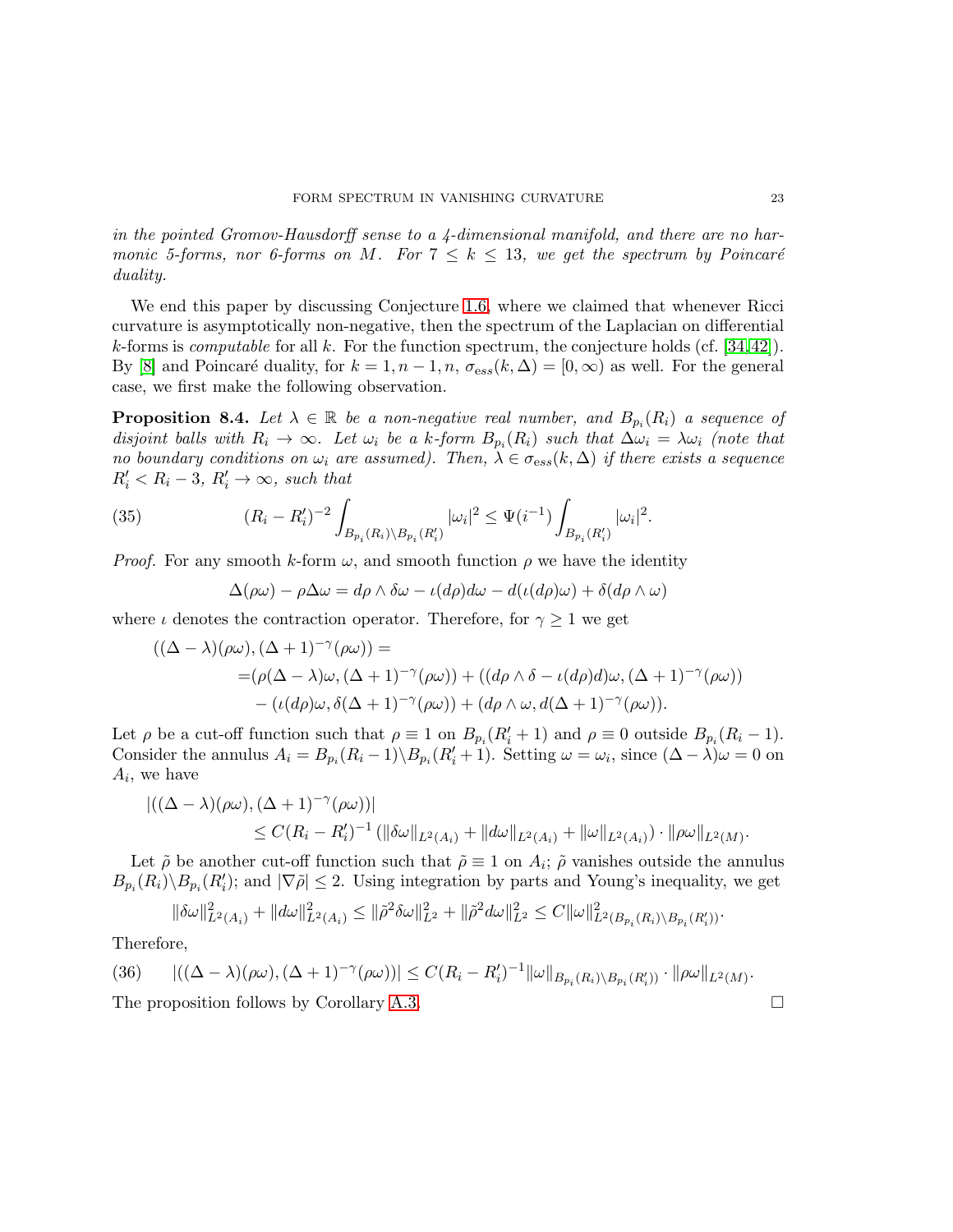*in the pointed Gromov-Hausdorff sense to a 4-dimensional manifold, and there are no harmonic 5-forms, nor 6-forms on $M$. For $7 \le k \le 13$, we get the spectrum by Poincaré duality.*

We end this paper by discussing Conjecture 1.6, where we claimed that whenever Ricci curvature is asymptotically non-negative, then the spectrum of the Laplacian on differential $k$-forms is *computable* for all $k$. For the function spectrum, the conjecture holds (cf. [34,42]). By [8] and Poincaré duality, for $k = 1, n-1, n$, $\sigma_{\mathrm{ess}}(k,\Delta) = [0,\infty)$ as well. For the general case, we first make the following observation.

**Proposition 8.4.** *Let $\lambda \in \mathbb{R}$ be a non-negative real number, and $B_{p_i}(R_i)$ a sequence of disjoint balls with $R_i \to \infty$. Let $\omega_i$ be a $k$-form $B_{p_i}(R_i)$ such that $\Delta\omega_i = \lambda\omega_i$ (note that no boundary conditions on $\omega_i$ are assumed). Then, $\lambda \in \sigma_{\mathrm{ess}}(k,\Delta)$ if there exists a sequence $R_i' < R_i - 3$, $R_i' \to \infty$, such that*

$$(R_i - R_i')^{-2} \int_{B_{p_i}(R_i)\backslash B_{p_i}(R_i')} |\omega_i|^2 \le \Psi(i^{-1}) \int_{B_{p_i}(R_i')} |\omega_i|^2. \tag{35}$$

*Proof.* For any smooth $k$-form $\omega$, and smooth function $\rho$ we have the identity

$$\Delta(\rho\omega) - \rho\Delta\omega = d\rho \wedge \delta\omega - \iota(d\rho)d\omega - d(\iota(d\rho)\omega) + \delta(d\rho \wedge \omega)$$

where $\iota$ denotes the contraction operator. Therefore, for $\gamma \ge 1$ we get

$$\begin{aligned}
((\Delta - \lambda)(\rho\omega), (\Delta+1)^{-\gamma}(\rho\omega)) =& \\
=&(\rho(\Delta-\lambda)\omega, (\Delta+1)^{-\gamma}(\rho\omega)) + ((d\rho\wedge\delta - \iota(d\rho)d)\omega, (\Delta+1)^{-\gamma}(\rho\omega)) \\
&- (\iota(d\rho)\omega, \delta(\Delta+1)^{-\gamma}(\rho\omega)) + (d\rho\wedge\omega, d(\Delta+1)^{-\gamma}(\rho\omega)).
\end{aligned}$$

Let $\rho$ be a cut-off function such that $\rho \equiv 1$ on $B_{p_i}(R_i'+1)$ and $\rho \equiv 0$ outside $B_{p_i}(R_i - 1)$. Consider the annulus $A_i = B_{p_i}(R_i - 1)\backslash B_{p_i}(R_i'+1)$. Setting $\omega = \omega_i$, since $(\Delta-\lambda)\omega = 0$ on $A_i$, we have

$$\begin{aligned}
&|((\Delta-\lambda)(\rho\omega), (\Delta+1)^{-\gamma}(\rho\omega))| \\
&\qquad\le C(R_i - R_i')^{-1}\left(\|\delta\omega\|_{L^2(A_i)} + \|d\omega\|_{L^2(A_i)} + \|\omega\|_{L^2(A_i)}\right)\cdot\|\rho\omega\|_{L^2(M)}.
\end{aligned}$$

Let $\tilde\rho$ be another cut-off function such that $\tilde\rho \equiv 1$ on $A_i$; $\tilde\rho$ vanishes outside the annulus $B_{p_i}(R_i)\backslash B_{p_i}(R_i')$; and $|\nabla\tilde\rho| \le 2$. Using integration by parts and Young's inequality, we get

$$\|\delta\omega\|^2_{L^2(A_i)} + \|d\omega\|^2_{L^2(A_i)} \le \|\tilde\rho^2\delta\omega\|^2_{L^2} + \|\tilde\rho^2 d\omega\|^2_{L^2} \le C\|\omega\|^2_{L^2(B_{p_i}(R_i)\backslash B_{p_i}(R_i'))}.$$

Therefore,

$$|((\Delta-\lambda)(\rho\omega), (\Delta+1)^{-\gamma}(\rho\omega))| \le C(R_i - R_i')^{-1}\|\omega\|_{B_{p_i}(R_i)\backslash B_{p_i}(R_i')}\cdot\|\rho\omega\|_{L^2(M)}. \tag{36}$$

The proposition follows by Corollary A.3. $\square$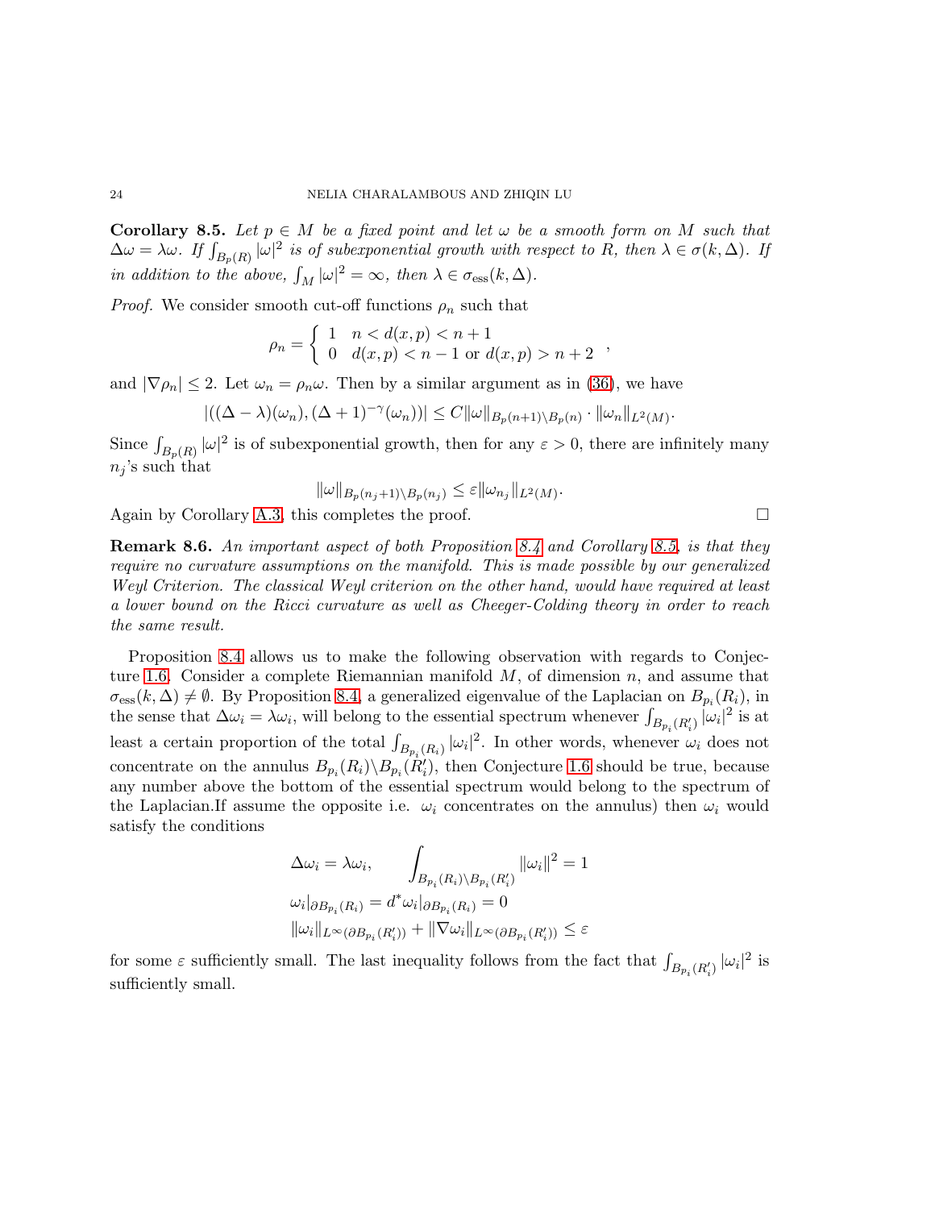**Corollary 8.5.** *Let $p \in M$ be a fixed point and let $\omega$ be a smooth form on $M$ such that $\Delta\omega = \lambda\omega$. If $\int_{B_p(R)} |\omega|^2$ is of subexponential growth with respect to $R$, then $\lambda \in \sigma(k, \Delta)$. If in addition to the above, $\int_M |\omega|^2 = \infty$, then $\lambda \in \sigma_{\mathrm{ess}}(k, \Delta)$.*

*Proof.* We consider smooth cut-off functions $\rho_n$ such that

$$\rho_n = \begin{cases} 1 & n < d(x,p) < n+1 \\ 0 & d(x,p) < n-1 \text{ or } d(x,p) > n+2 \end{cases},$$

and $|\nabla \rho_n| \leq 2$. Let $\omega_n = \rho_n \omega$. Then by a similar argument as in (36), we have

$$|((\Delta - \lambda)(\omega_n), (\Delta + 1)^{-\gamma}(\omega_n))| \leq C\|\omega\|_{B_p(n+1)\backslash B_p(n)} \cdot \|\omega_n\|_{L^2(M)}.$$

Since $\int_{B_p(R)} |\omega|^2$ is of subexponential growth, then for any $\varepsilon > 0$, there are infinitely many $n_j$'s such that

$$\|\omega\|_{B_p(n_j+1)\backslash B_p(n_j)} \leq \varepsilon \|\omega_{n_j}\|_{L^2(M)}.$$

Again by Corollary A.3, this completes the proof. $\square$

**Remark 8.6.** *An important aspect of both Proposition 8.4 and Corollary 8.5, is that they require no curvature assumptions on the manifold. This is made possible by our generalized Weyl Criterion. The classical Weyl criterion on the other hand, would have required at least a lower bound on the Ricci curvature as well as Cheeger-Colding theory in order to reach the same result.*

Proposition 8.4 allows us to make the following observation with regards to Conjecture 1.6. Consider a complete Riemannian manifold $M$, of dimension $n$, and assume that $\sigma_{\mathrm{ess}}(k, \Delta) \neq \emptyset$. By Proposition 8.4, a generalized eigenvalue of the Laplacian on $B_{p_i}(R_i)$, in the sense that $\Delta\omega_i = \lambda\omega_i$, will belong to the essential spectrum whenever $\int_{B_{p_i}(R_i')} |\omega_i|^2$ is at least a certain proportion of the total $\int_{B_{p_i}(R_i)} |\omega_i|^2$. In other words, whenever $\omega_i$ does not concentrate on the annulus $B_{p_i}(R_i)\backslash B_{p_i}(R_i')$, then Conjecture 1.6 should be true, because any number above the bottom of the essential spectrum would belong to the spectrum of the Laplacian.If assume the opposite i.e. $\omega_i$ concentrates on the annulus) then $\omega_i$ would satisfy the conditions

$$\Delta\omega_i = \lambda\omega_i, \qquad \int_{B_{p_i}(R_i)\backslash B_{p_i}(R_i')} \|\omega_i\|^2 = 1$$
$$\omega_i|_{\partial B_{p_i}(R_i)} = d^*\omega_i|_{\partial B_{p_i}(R_i)} = 0$$
$$\|\omega_i\|_{L^\infty(\partial B_{p_i}(R_i'))} + \|\nabla\omega_i\|_{L^\infty(\partial B_{p_i}(R_i'))} \leq \varepsilon$$

for some $\varepsilon$ sufficiently small. The last inequality follows from the fact that $\int_{B_{p_i}(R_i')} |\omega_i|^2$ is sufficiently small.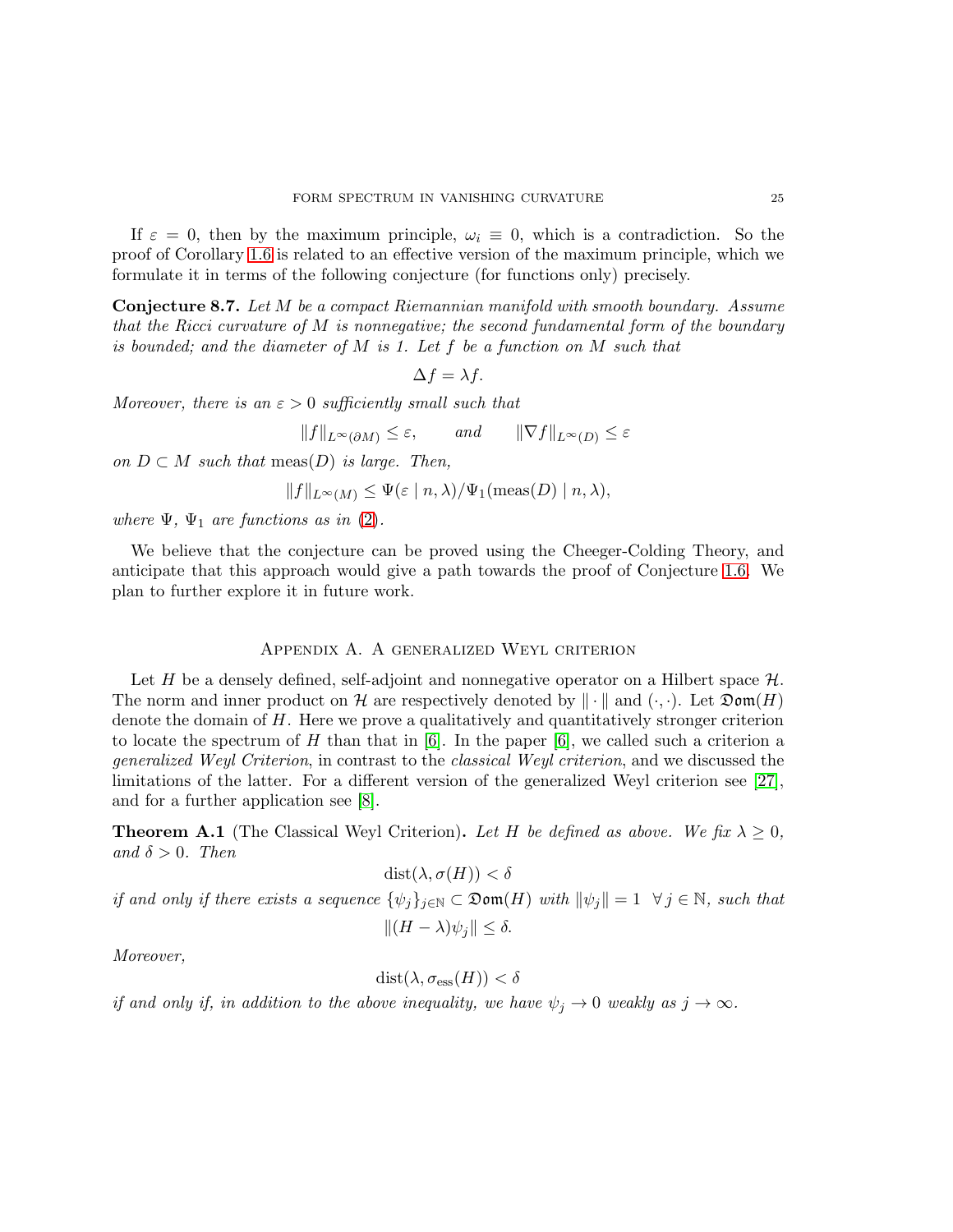If $\varepsilon = 0$, then by the maximum principle, $\omega_i \equiv 0$, which is a contradiction. So the proof of Corollary 1.6 is related to an effective version of the maximum principle, which we formulate it in terms of the following conjecture (for functions only) precisely.

**Conjecture 8.7.** *Let $M$ be a compact Riemannian manifold with smooth boundary. Assume that the Ricci curvature of $M$ is nonnegative; the second fundamental form of the boundary is bounded; and the diameter of $M$ is 1. Let $f$ be a function on $M$ such that*

$$\Delta f = \lambda f.$$

*Moreover, there is an $\varepsilon > 0$ sufficiently small such that*

$$\|f\|_{L^\infty(\partial M)} \leq \varepsilon, \qquad \text{and} \qquad \|\nabla f\|_{L^\infty(D)} \leq \varepsilon$$

*on $D \subset M$ such that $\operatorname{meas}(D)$ is large. Then,*

$$\|f\|_{L^\infty(M)} \leq \Psi(\varepsilon \mid n, \lambda)/\Psi_1(\operatorname{meas}(D) \mid n, \lambda),$$

*where $\Psi$, $\Psi_1$ are functions as in (2).*

We believe that the conjecture can be proved using the Cheeger-Colding Theory, and anticipate that this approach would give a path towards the proof of Conjecture 1.6. We plan to further explore it in future work.

## Appendix A. A generalized Weyl criterion

Let $H$ be a densely defined, self-adjoint and nonnegative operator on a Hilbert space $\mathcal{H}$. The norm and inner product on $\mathcal{H}$ are respectively denoted by $\|\cdot\|$ and $(\cdot,\cdot)$. Let $\mathfrak{Dom}(H)$ denote the domain of $H$. Here we prove a qualitatively and quantitatively stronger criterion to locate the spectrum of $H$ than that in [6]. In the paper [6], we called such a criterion a *generalized Weyl Criterion*, in contrast to the *classical Weyl criterion*, and we discussed the limitations of the latter. For a different version of the generalized Weyl criterion see [27], and for a further application see [8].

**Theorem A.1** (The Classical Weyl Criterion)**.** *Let $H$ be defined as above. We fix $\lambda \geq 0$, and $\delta > 0$. Then*

$$\operatorname{dist}(\lambda, \sigma(H)) < \delta$$

*if and only if there exists a sequence $\{\psi_j\}_{j\in\mathbb{N}} \subset \mathfrak{Dom}(H)$ with $\|\psi_j\| = 1 \ \ \forall\, j \in \mathbb{N}$, such that*

$$\|(H - \lambda)\psi_j\| \leq \delta.$$

*Moreover,*

$$\operatorname{dist}(\lambda, \sigma_{\mathrm{ess}}(H)) < \delta$$

*if and only if, in addition to the above inequality, we have $\psi_j \to 0$ weakly as $j \to \infty$.*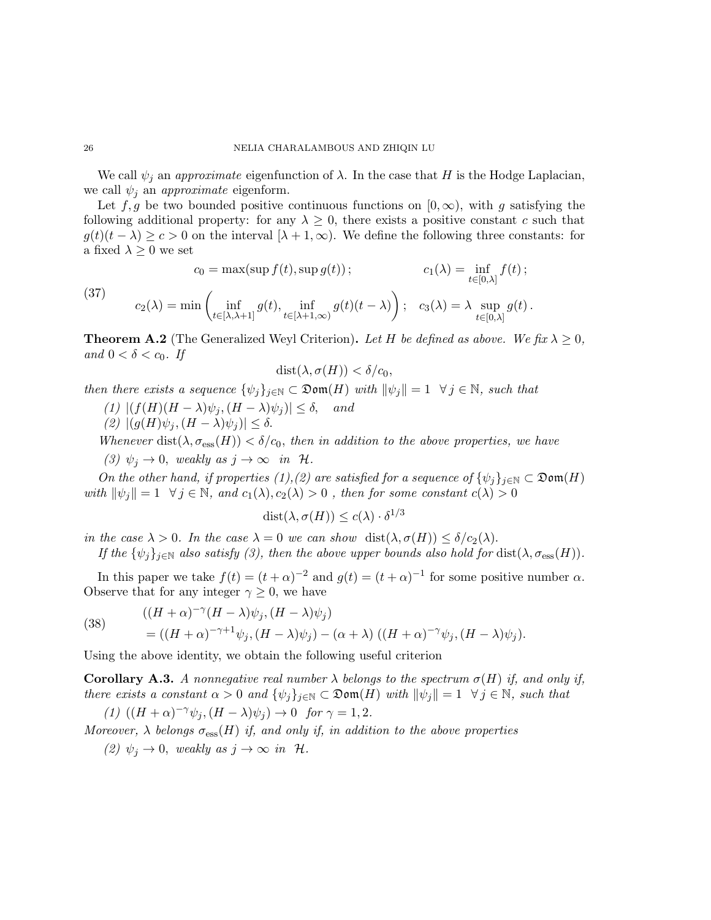We call $\psi_j$ an *approximate* eigenfunction of $\lambda$. In the case that $H$ is the Hodge Laplacian, we call $\psi_j$ an *approximate* eigenform.

Let $f, g$ be two bounded positive continuous functions on $[0,\infty)$, with $g$ satisfying the following additional property: for any $\lambda \geq 0$, there exists a positive constant $c$ such that $g(t)(t-\lambda) \geq c > 0$ on the interval $[\lambda+1,\infty)$. We define the following three constants: for a fixed $\lambda \geq 0$ we set

$$
\begin{aligned}
&c_0 = \max(\sup f(t), \sup g(t)); \qquad\qquad c_1(\lambda) = \inf_{t\in[0,\lambda]} f(t);\\
&c_2(\lambda) = \min\left(\inf_{t\in[\lambda,\lambda+1]} g(t), \inf_{t\in[\lambda+1,\infty)} g(t)(t-\lambda)\right); \quad c_3(\lambda) = \lambda \sup_{t\in[0,\lambda]} g(t).
\end{aligned}
\tag{37}
$$

**Theorem A.2** (The Generalized Weyl Criterion)**.** *Let $H$ be defined as above. We fix $\lambda \geq 0$, and $0 < \delta < c_0$. If*

$$
\operatorname{dist}(\lambda, \sigma(H)) < \delta/c_0,
$$

*then there exists a sequence $\{\psi_j\}_{j\in\mathbb{N}} \subset \mathfrak{Dom}(H)$ with $\|\psi_j\| = 1 \ \ \forall\, j \in \mathbb{N}$, such that*

*(1) $|(f(H)(H-\lambda)\psi_j, (H-\lambda)\psi_j)| \leq \delta$, and*

*(2) $|(g(H)\psi_j, (H-\lambda)\psi_j)| \leq \delta$.*

*Whenever $\operatorname{dist}(\lambda, \sigma_{\mathrm{ess}}(H)) < \delta/c_0$, then in addition to the above properties, we have*

*(3) $\psi_j \to 0$, weakly as $j \to \infty$ in $\mathcal{H}$.*

*On the other hand, if properties (1),(2) are satisfied for a sequence of $\{\psi_j\}_{j\in\mathbb{N}} \subset \mathfrak{Dom}(H)$ with $\|\psi_j\| = 1 \ \ \forall\, j \in \mathbb{N}$, and $c_1(\lambda), c_2(\lambda) > 0$ , then for some constant $c(\lambda) > 0$*

$$
\operatorname{dist}(\lambda, \sigma(H)) \leq c(\lambda)\cdot \delta^{1/3}
$$

*in the case $\lambda > 0$. In the case $\lambda = 0$ we can show $\operatorname{dist}(\lambda, \sigma(H)) \leq \delta/c_2(\lambda)$.*

*If the $\{\psi_j\}_{j\in\mathbb{N}}$ also satisfy (3), then the above upper bounds also hold for $\operatorname{dist}(\lambda, \sigma_{\mathrm{ess}}(H))$.*

In this paper we take $f(t) = (t+\alpha)^{-2}$ and $g(t) = (t+\alpha)^{-1}$ for some positive number $\alpha$. Observe that for any integer $\gamma \geq 0$, we have

$$
\begin{aligned}
&((H+\alpha)^{-\gamma}(H-\lambda)\psi_j, (H-\lambda)\psi_j)\\
&= ((H+\alpha)^{-\gamma+1}\psi_j, (H-\lambda)\psi_j) - (\alpha+\lambda)\left((H+\alpha)^{-\gamma}\psi_j, (H-\lambda)\psi_j\right).
\end{aligned}
\tag{38}
$$

Using the above identity, we obtain the following useful criterion

**Corollary A.3.** *A nonnegative real number $\lambda$ belongs to the spectrum $\sigma(H)$ if, and only if, there exists a constant $\alpha > 0$ and $\{\psi_j\}_{j\in\mathbb{N}} \subset \mathfrak{Dom}(H)$ with $\|\psi_j\| = 1 \ \ \forall\, j \in \mathbb{N}$, such that*

*(1) $((H+\alpha)^{-\gamma}\psi_j, (H-\lambda)\psi_j) \to 0$ for $\gamma = 1, 2$.*

*Moreover, $\lambda$ belongs $\sigma_{\mathrm{ess}}(H)$ if, and only if, in addition to the above properties*

*(2) $\psi_j \to 0$, weakly as $j \to \infty$ in $\mathcal{H}$.*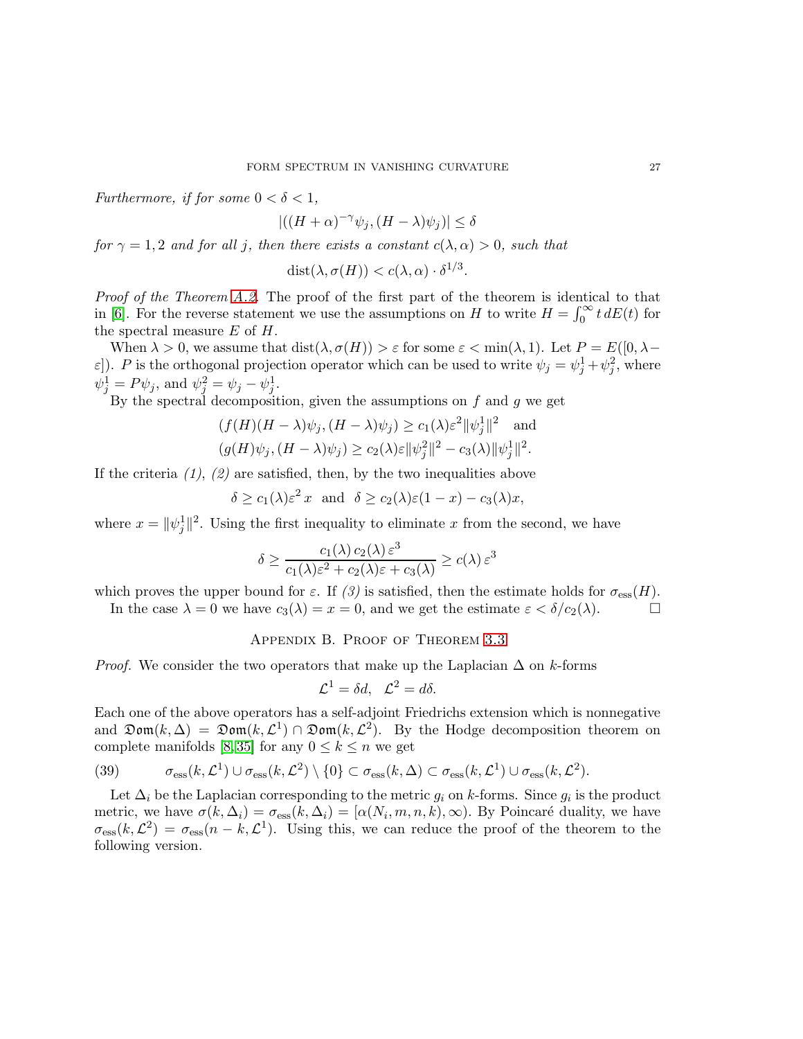*Furthermore, if for some $0 < \delta < 1$,*

$$|((H+\alpha)^{-\gamma}\psi_j, (H-\lambda)\psi_j)| \leq \delta$$

*for $\gamma = 1, 2$ and for all $j$, then there exists a constant $c(\lambda, \alpha) > 0$, such that*

$$\operatorname{dist}(\lambda, \sigma(H)) < c(\lambda, \alpha) \cdot \delta^{1/3}.$$

*Proof of the Theorem A.2.* The proof of the first part of the theorem is identical to that in [6]. For the reverse statement we use the assumptions on $H$ to write $H = \int_0^\infty t\, dE(t)$ for the spectral measure $E$ of $H$.

When $\lambda > 0$, we assume that $\operatorname{dist}(\lambda, \sigma(H)) > \varepsilon$ for some $\varepsilon < \min(\lambda, 1)$. Let $P = E([0, \lambda - \varepsilon])$. $P$ is the orthogonal projection operator which can be used to write $\psi_j = \psi_j^1 + \psi_j^2$, where $\psi_j^1 = P\psi_j$, and $\psi_j^2 = \psi_j - \psi_j^1$.

By the spectral decomposition, given the assumptions on $f$ and $g$ we get

$$(f(H)(H-\lambda)\psi_j, (H-\lambda)\psi_j) \geq c_1(\lambda)\varepsilon^2 \|\psi_j^1\|^2 \quad \text{and}$$
$$(g(H)\psi_j, (H-\lambda)\psi_j) \geq c_2(\lambda)\varepsilon \|\psi_j^2\|^2 - c_3(\lambda)\|\psi_j^1\|^2.$$

If the criteria *(1)*, *(2)* are satisfied, then, by the two inequalities above

$$\delta \geq c_1(\lambda)\varepsilon^2\, x \quad \text{and} \quad \delta \geq c_2(\lambda)\varepsilon(1-x) - c_3(\lambda)x,$$

where $x = \|\psi_j^1\|^2$. Using the first inequality to eliminate $x$ from the second, we have

$$\delta \geq \frac{c_1(\lambda)\, c_2(\lambda)\, \varepsilon^3}{c_1(\lambda)\varepsilon^2 + c_2(\lambda)\varepsilon + c_3(\lambda)} \geq c(\lambda)\, \varepsilon^3$$

which proves the upper bound for $\varepsilon$. If *(3)* is satisfied, then the estimate holds for $\sigma_{\text{ess}}(H)$.

In the case $\lambda = 0$ we have $c_3(\lambda) = x = 0$, and we get the estimate $\varepsilon < \delta / c_2(\lambda)$. □

## Appendix B. Proof of Theorem 3.3

*Proof.* We consider the two operators that make up the Laplacian $\Delta$ on $k$-forms

$$\mathcal{L}^1 = \delta d, \quad \mathcal{L}^2 = d\delta.$$

Each one of the above operators has a self-adjoint Friedrichs extension which is nonnegative and $\mathfrak{Dom}(k, \Delta) = \mathfrak{Dom}(k, \mathcal{L}^1) \cap \mathfrak{Dom}(k, \mathcal{L}^2)$. By the Hodge decomposition theorem on complete manifolds [8, 35] for any $0 \leq k \leq n$ we get

$$\sigma_{\text{ess}}(k, \mathcal{L}^1) \cup \sigma_{\text{ess}}(k, \mathcal{L}^2) \setminus \{0\} \subset \sigma_{\text{ess}}(k, \Delta) \subset \sigma_{\text{ess}}(k, \mathcal{L}^1) \cup \sigma_{\text{ess}}(k, \mathcal{L}^2). \tag{39}$$

Let $\Delta_i$ be the Laplacian corresponding to the metric $g_i$ on $k$-forms. Since $g_i$ is the product metric, we have $\sigma(k, \Delta_i) = \sigma_{\text{ess}}(k, \Delta_i) = [\alpha(N_i, m, n, k), \infty)$. By Poincaré duality, we have $\sigma_{\text{ess}}(k, \mathcal{L}^2) = \sigma_{\text{ess}}(n-k, \mathcal{L}^1)$. Using this, we can reduce the proof of the theorem to the following version.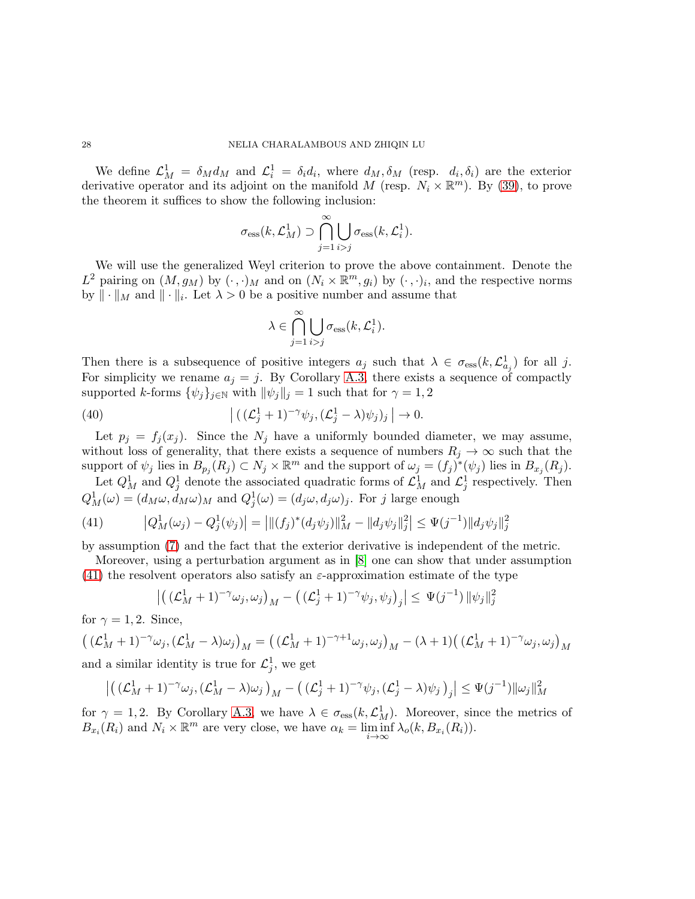We define $\mathcal{L}^1_M = \delta_M d_M$ and $\mathcal{L}^1_i = \delta_i d_i$, where $d_M, \delta_M$ (resp. $d_i, \delta_i$) are the exterior derivative operator and its adjoint on the manifold $M$ (resp. $N_i \times \mathbb{R}^m$). By (39), to prove the theorem it suffices to show the following inclusion:

$$\sigma_{\mathrm{ess}}(k, \mathcal{L}^1_M) \supset \bigcap_{j=1}^{\infty} \bigcup_{i>j} \sigma_{\mathrm{ess}}(k, \mathcal{L}^1_i).$$

We will use the generalized Weyl criterion to prove the above containment. Denote the $L^2$ pairing on $(M, g_M)$ by $(\cdot,\cdot)_M$ and on $(N_i \times \mathbb{R}^m, g_i)$ by $(\cdot,\cdot)_i$, and the respective norms by $\|\cdot\|_M$ and $\|\cdot\|_i$. Let $\lambda > 0$ be a positive number and assume that

$$\lambda \in \bigcap_{j=1}^{\infty} \bigcup_{i>j} \sigma_{\mathrm{ess}}(k, \mathcal{L}^1_i).$$

Then there is a subsequence of positive integers $a_j$ such that $\lambda \in \sigma_{\mathrm{ess}}(k, \mathcal{L}^1_{a_j})$ for all $j$. For simplicity we rename $a_j = j$. By Corollary A.3, there exists a sequence of compactly supported $k$-forms $\{\psi_j\}_{j\in\mathbb{N}}$ with $\|\psi_j\|_j = 1$ such that for $\gamma = 1, 2$

$$\left|\,\big((\mathcal{L}^1_j + 1)^{-\gamma}\psi_j, (\mathcal{L}^1_j - \lambda)\psi_j\big)_j\,\right| \to 0. \tag{40}$$

Let $p_j = f_j(x_j)$. Since the $N_j$ have a uniformly bounded diameter, we may assume, without loss of generality, that there exists a sequence of numbers $R_j \to \infty$ such that the support of $\psi_j$ lies in $B_{p_j}(R_j) \subset N_j \times \mathbb{R}^m$ and the support of $\omega_j = (f_j)^*(\psi_j)$ lies in $B_{x_j}(R_j)$.

Let $Q^1_M$ and $Q^1_j$ denote the associated quadratic forms of $\mathcal{L}^1_M$ and $\mathcal{L}^1_j$ respectively. Then $Q^1_M(\omega) = (d_M\omega, d_M\omega)_M$ and $Q^1_j(\omega) = (d_j\omega, d_j\omega)_j$. For $j$ large enough

$$\left|Q^1_M(\omega_j) - Q^1_j(\psi_j)\right| = \left|\|(f_j)^*(d_j\psi_j)\|^2_M - \|d_j\psi_j\|^2_j\right| \le \Psi(j^{-1})\|d_j\psi_j\|^2_j \tag{41}$$

by assumption (7) and the fact that the exterior derivative is independent of the metric.

Moreover, using a perturbation argument as in [8] one can show that under assumption (41) the resolvent operators also satisfy an $\varepsilon$-approximation estimate of the type

$$\left|\big((\mathcal{L}^1_M + 1)^{-\gamma}\omega_j, \omega_j\big)_M - \big((\mathcal{L}^1_j + 1)^{-\gamma}\psi_j, \psi_j\big)_j\right| \le \Psi(j^{-1})\,\|\psi_j\|^2_j$$

for $\gamma = 1, 2$. Since,

$$\big((\mathcal{L}^1_M + 1)^{-\gamma}\omega_j, (\mathcal{L}^1_M - \lambda)\omega_j\big)_M = \big((\mathcal{L}^1_M + 1)^{-\gamma+1}\omega_j, \omega_j\big)_M - (\lambda+1)\big((\mathcal{L}^1_M + 1)^{-\gamma}\omega_j, \omega_j\big)_M$$

and a similar identity is true for $\mathcal{L}^1_j$, we get

$$\left|\big((\mathcal{L}^1_M + 1)^{-\gamma}\omega_j, (\mathcal{L}^1_M - \lambda)\omega_j\big)_M - \big((\mathcal{L}^1_j + 1)^{-\gamma}\psi_j, (\mathcal{L}^1_j - \lambda)\psi_j\big)_j\right| \le \Psi(j^{-1})\|\omega_j\|^2_M$$

for $\gamma = 1, 2$. By Corollary A.3, we have $\lambda \in \sigma_{\mathrm{ess}}(k, \mathcal{L}^1_M)$. Moreover, since the metrics of $B_{x_i}(R_i)$ and $N_i \times \mathbb{R}^m$ are very close, we have $\alpha_k = \liminf_{i\to\infty} \lambda_o(k, B_{x_i}(R_i))$.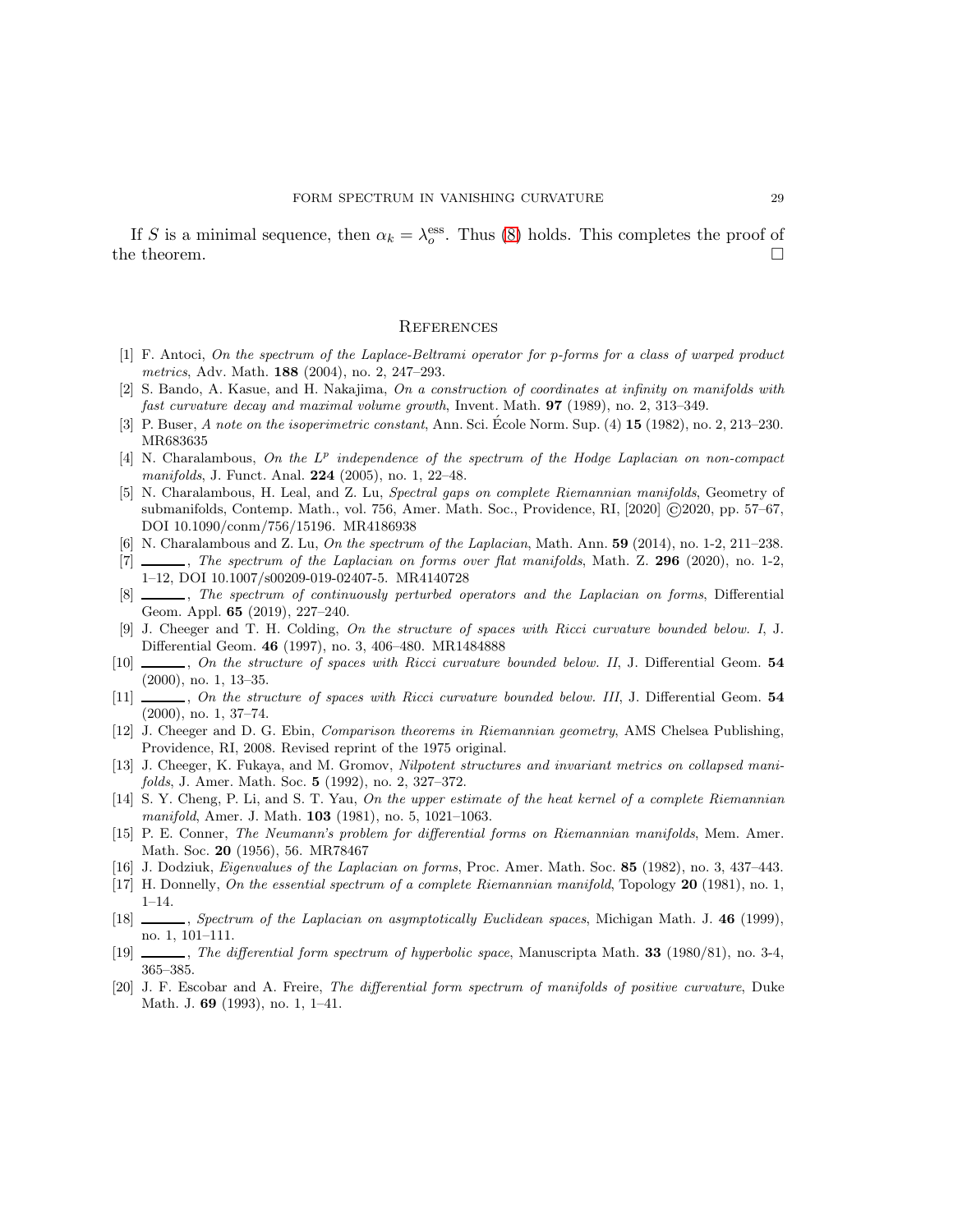If $S$ is a minimal sequence, then $\alpha_k = \lambda_o^{\text{ess}}$. Thus (8) holds. This completes the proof of the theorem. $\square$

## References

[1] F. Antoci, *On the spectrum of the Laplace-Beltrami operator for p-forms for a class of warped product metrics*, Adv. Math. **188** (2004), no. 2, 247–293.

[2] S. Bando, A. Kasue, and H. Nakajima, *On a construction of coordinates at infinity on manifolds with fast curvature decay and maximal volume growth*, Invent. Math. **97** (1989), no. 2, 313–349.

[3] P. Buser, *A note on the isoperimetric constant*, Ann. Sci. École Norm. Sup. (4) **15** (1982), no. 2, 213–230. MR683635

[4] N. Charalambous, *On the $L^p$ independence of the spectrum of the Hodge Laplacian on non-compact manifolds*, J. Funct. Anal. **224** (2005), no. 1, 22–48.

[5] N. Charalambous, H. Leal, and Z. Lu, *Spectral gaps on complete Riemannian manifolds*, Geometry of submanifolds, Contemp. Math., vol. 756, Amer. Math. Soc., Providence, RI, [2020] ©2020, pp. 57–67, DOI 10.1090/conm/756/15196. MR4186938

[6] N. Charalambous and Z. Lu, *On the spectrum of the Laplacian*, Math. Ann. **59** (2014), no. 1-2, 211–238.

[7] ______, *The spectrum of the Laplacian on forms over flat manifolds*, Math. Z. **296** (2020), no. 1-2, 1–12, DOI 10.1007/s00209-019-02407-5. MR4140728

[8] ______, *The spectrum of continuously perturbed operators and the Laplacian on forms*, Differential Geom. Appl. **65** (2019), 227–240.

[9] J. Cheeger and T. H. Colding, *On the structure of spaces with Ricci curvature bounded below. I*, J. Differential Geom. **46** (1997), no. 3, 406–480. MR1484888

[10] ______, *On the structure of spaces with Ricci curvature bounded below. II*, J. Differential Geom. **54** (2000), no. 1, 13–35.

[11] ______, *On the structure of spaces with Ricci curvature bounded below. III*, J. Differential Geom. **54** (2000), no. 1, 37–74.

[12] J. Cheeger and D. G. Ebin, *Comparison theorems in Riemannian geometry*, AMS Chelsea Publishing, Providence, RI, 2008. Revised reprint of the 1975 original.

[13] J. Cheeger, K. Fukaya, and M. Gromov, *Nilpotent structures and invariant metrics on collapsed manifolds*, J. Amer. Math. Soc. **5** (1992), no. 2, 327–372.

[14] S. Y. Cheng, P. Li, and S. T. Yau, *On the upper estimate of the heat kernel of a complete Riemannian manifold*, Amer. J. Math. **103** (1981), no. 5, 1021–1063.

[15] P. E. Conner, *The Neumann's problem for differential forms on Riemannian manifolds*, Mem. Amer. Math. Soc. **20** (1956), 56. MR78467

[16] J. Dodziuk, *Eigenvalues of the Laplacian on forms*, Proc. Amer. Math. Soc. **85** (1982), no. 3, 437–443.

[17] H. Donnelly, *On the essential spectrum of a complete Riemannian manifold*, Topology **20** (1981), no. 1, 1–14.

[18] ______, *Spectrum of the Laplacian on asymptotically Euclidean spaces*, Michigan Math. J. **46** (1999), no. 1, 101–111.

[19] ______, *The differential form spectrum of hyperbolic space*, Manuscripta Math. **33** (1980/81), no. 3-4, 365–385.

[20] J. F. Escobar and A. Freire, *The differential form spectrum of manifolds of positive curvature*, Duke Math. J. **69** (1993), no. 1, 1–41.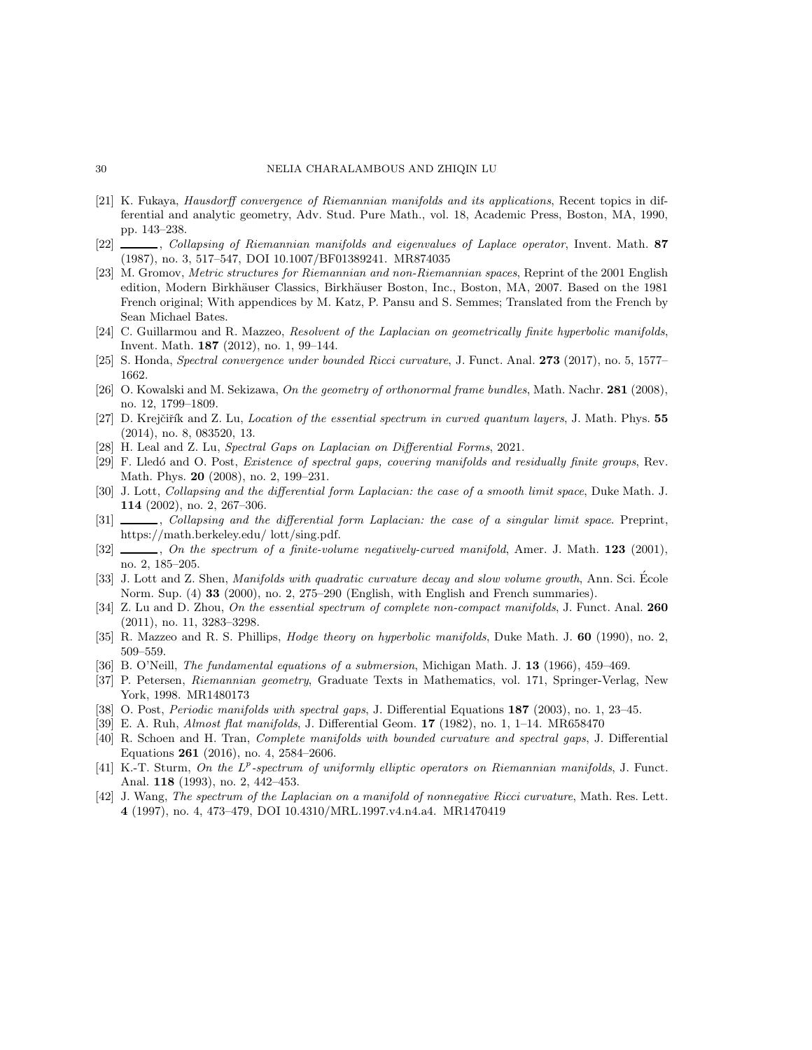[21] K. Fukaya, *Hausdorff convergence of Riemannian manifolds and its applications*, Recent topics in differential and analytic geometry, Adv. Stud. Pure Math., vol. 18, Academic Press, Boston, MA, 1990, pp. 143–238.

[22] ———, *Collapsing of Riemannian manifolds and eigenvalues of Laplace operator*, Invent. Math. **87** (1987), no. 3, 517–547, DOI 10.1007/BF01389241. MR874035

[23] M. Gromov, *Metric structures for Riemannian and non-Riemannian spaces*, Reprint of the 2001 English edition, Modern Birkhäuser Classics, Birkhäuser Boston, Inc., Boston, MA, 2007. Based on the 1981 French original; With appendices by M. Katz, P. Pansu and S. Semmes; Translated from the French by Sean Michael Bates.

[24] C. Guillarmou and R. Mazzeo, *Resolvent of the Laplacian on geometrically finite hyperbolic manifolds*, Invent. Math. **187** (2012), no. 1, 99–144.

[25] S. Honda, *Spectral convergence under bounded Ricci curvature*, J. Funct. Anal. **273** (2017), no. 5, 1577–1662.

[26] O. Kowalski and M. Sekizawa, *On the geometry of orthonormal frame bundles*, Math. Nachr. **281** (2008), no. 12, 1799–1809.

[27] D. Krejčiřík and Z. Lu, *Location of the essential spectrum in curved quantum layers*, J. Math. Phys. **55** (2014), no. 8, 083520, 13.

[28] H. Leal and Z. Lu, *Spectral Gaps on Laplacian on Differential Forms*, 2021.

[29] F. Lledó and O. Post, *Existence of spectral gaps, covering manifolds and residually finite groups*, Rev. Math. Phys. **20** (2008), no. 2, 199–231.

[30] J. Lott, *Collapsing and the differential form Laplacian: the case of a smooth limit space*, Duke Math. J. **114** (2002), no. 2, 267–306.

[31] ———, *Collapsing and the differential form Laplacian: the case of a singular limit space*. Preprint, https://math.berkeley.edu/ lott/sing.pdf.

[32] ———, *On the spectrum of a finite-volume negatively-curved manifold*, Amer. J. Math. **123** (2001), no. 2, 185–205.

[33] J. Lott and Z. Shen, *Manifolds with quadratic curvature decay and slow volume growth*, Ann. Sci. École Norm. Sup. (4) **33** (2000), no. 2, 275–290 (English, with English and French summaries).

[34] Z. Lu and D. Zhou, *On the essential spectrum of complete non-compact manifolds*, J. Funct. Anal. **260** (2011), no. 11, 3283–3298.

[35] R. Mazzeo and R. S. Phillips, *Hodge theory on hyperbolic manifolds*, Duke Math. J. **60** (1990), no. 2, 509–559.

[36] B. O'Neill, *The fundamental equations of a submersion*, Michigan Math. J. **13** (1966), 459–469.

[37] P. Petersen, *Riemannian geometry*, Graduate Texts in Mathematics, vol. 171, Springer-Verlag, New York, 1998. MR1480173

[38] O. Post, *Periodic manifolds with spectral gaps*, J. Differential Equations **187** (2003), no. 1, 23–45.

[39] E. A. Ruh, *Almost flat manifolds*, J. Differential Geom. **17** (1982), no. 1, 1–14. MR658470

[40] R. Schoen and H. Tran, *Complete manifolds with bounded curvature and spectral gaps*, J. Differential Equations **261** (2016), no. 4, 2584–2606.

[41] K.-T. Sturm, *On the $L^p$-spectrum of uniformly elliptic operators on Riemannian manifolds*, J. Funct. Anal. **118** (1993), no. 2, 442–453.

[42] J. Wang, *The spectrum of the Laplacian on a manifold of nonnegative Ricci curvature*, Math. Res. Lett. **4** (1997), no. 4, 473–479, DOI 10.4310/MRL.1997.v4.n4.a4. MR1470419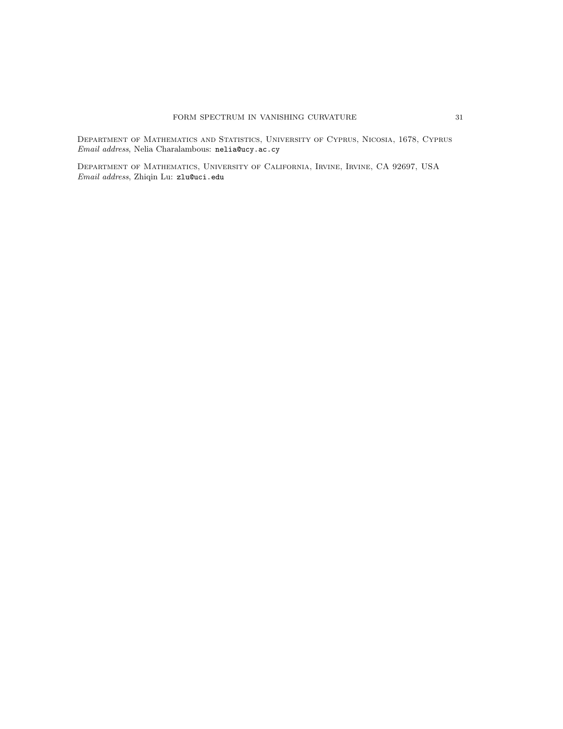Department of Mathematics and Statistics, University of Cyprus, Nicosia, 1678, Cyprus
*Email address*, Nelia Charalambous: `nelia@ucy.ac.cy`

Department of Mathematics, University of California, Irvine, Irvine, CA 92697, USA
*Email address*, Zhiqin Lu: `zlu@uci.edu`